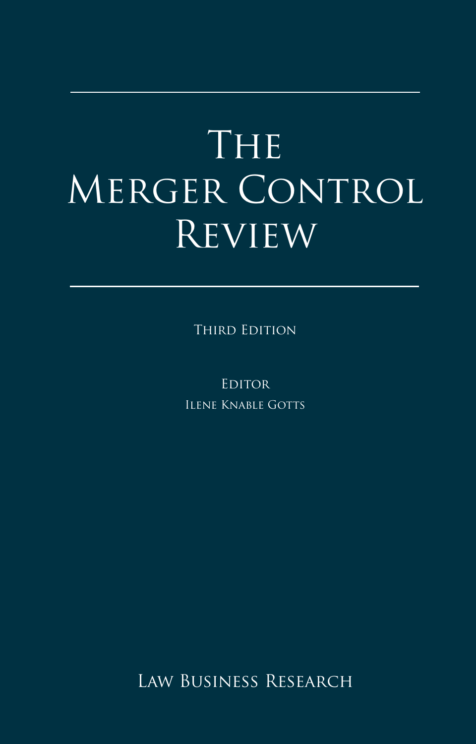# The Merger Control Review

Third Edition

Editor

Ilene Knable Gotts

Law Business Research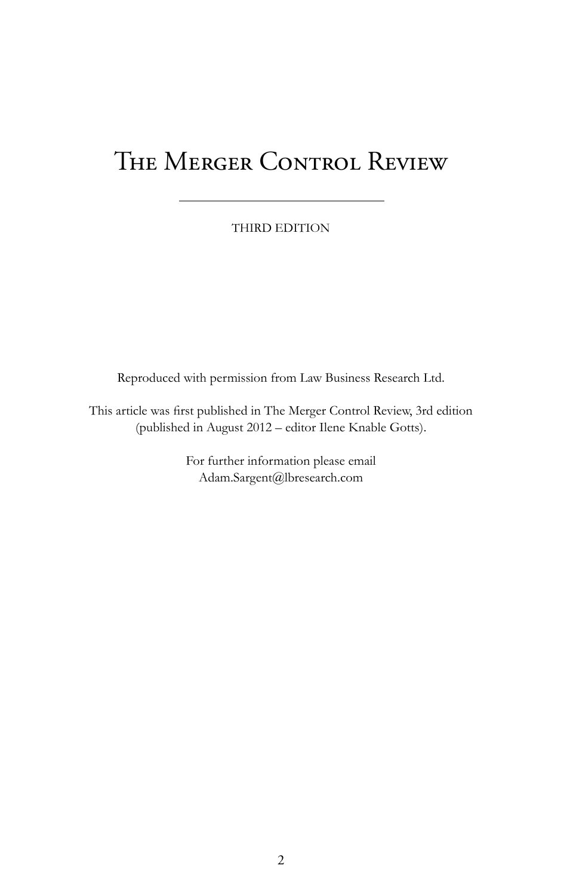# The Merger Control Review

THIRD EDITION

Reproduced with permission from Law Business Research Ltd.

This article was first published in The Merger Control Review, 3rd edition (published in August 2012 – editor Ilene Knable Gotts).

For further information please email Adam.Sargent@lbresearch.com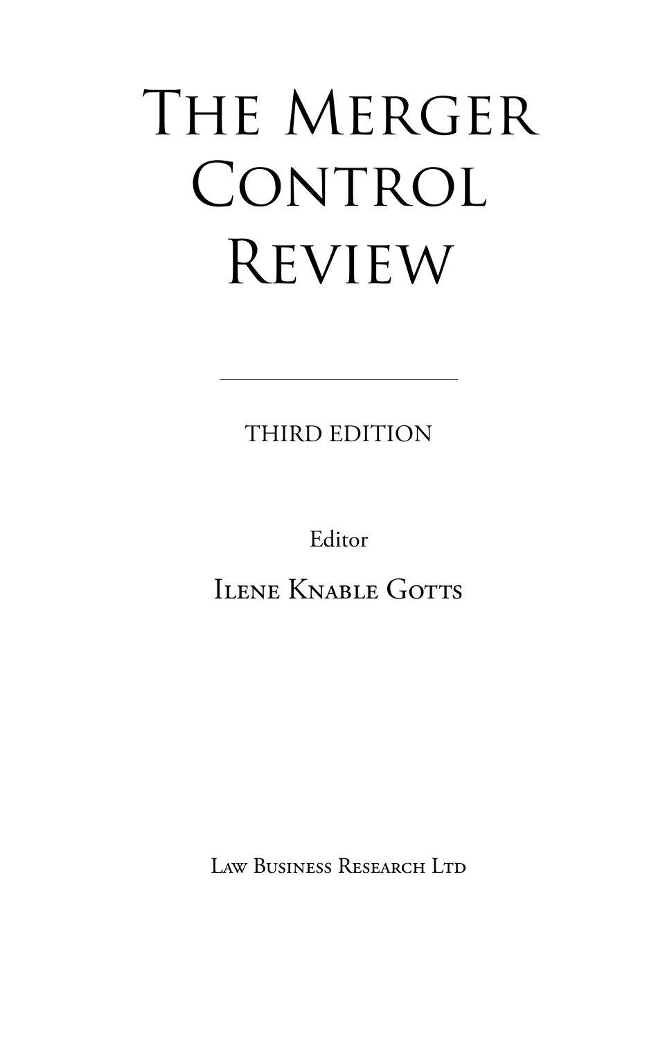# The Merger Control Review

THIRD EDITION

Editor

Ilene Knable Gotts

Law Business Research Ltd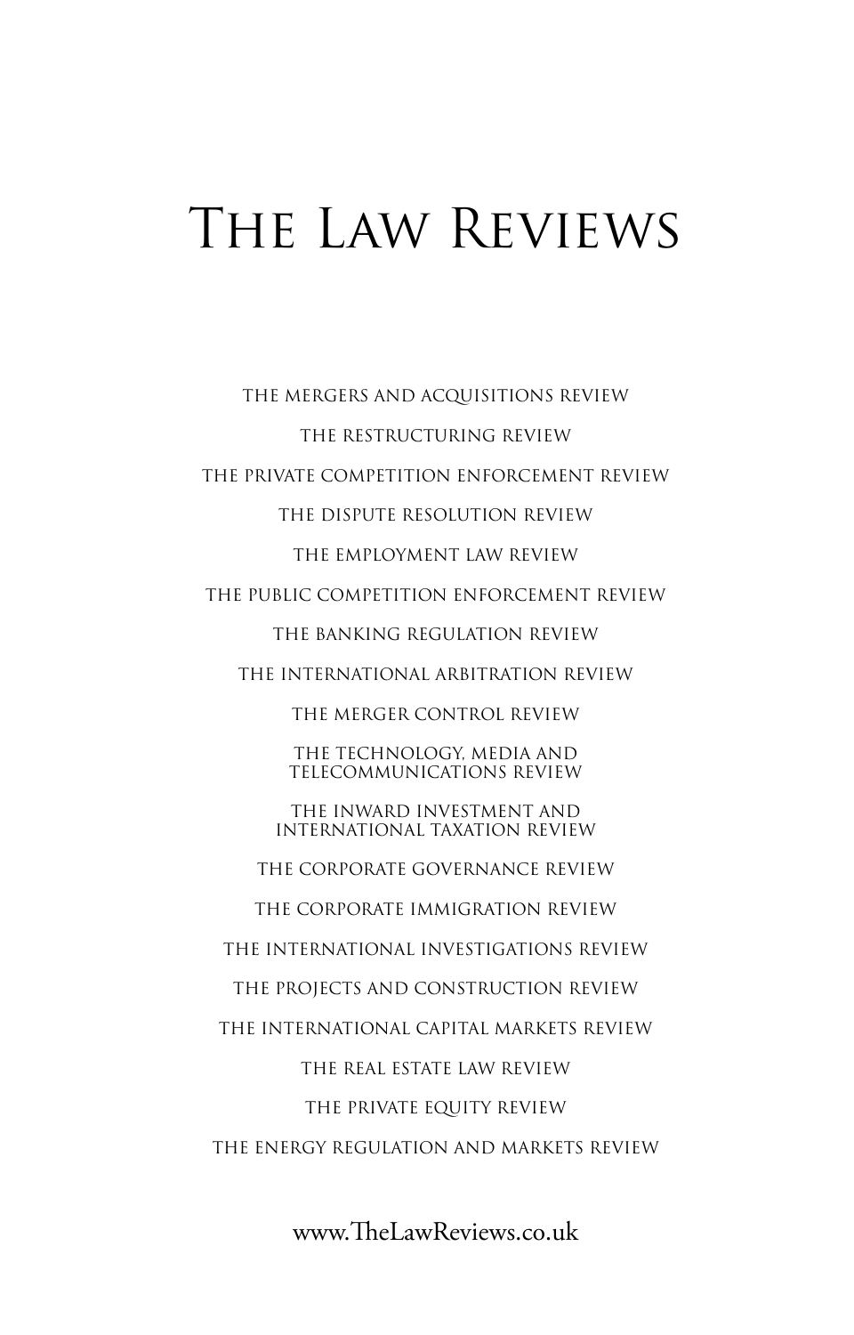# The Law Reviews

THE MERGERS AND ACQUISITIONS REVIEW

THE RESTRUCTURING REVIEW

THE PRIVATE COMPETITION ENFORCEMENT REVIEW

THE DISPUTE RESOLUTION REVIEW

THE EMPLOYMENT LAW REVIEW

THE PUBLIC COMPETITION ENFORCEMENT REVIEW

THE BANKING REGULATION REVIEW

THE INTERNATIONAL ARBITRATION REVIEW

THE MERGER CONTROL REVIEW

THE TECHNOLOGY, MEDIA AND TELECOMMUNICATIONS REVIEW

THE INWARD INVESTMENT AND INTERNATIONAL TAXATION REVIEW

THE CORPORATE GOVERNANCE REVIEW

THE CORPORATE IMMIGRATION REVIEW

THE INTERNATIONAL INVESTIGATIONS REVIEW

THE PROJECTS AND CONSTRUCTION REVIEW

THE INTERNATIONAL CAPITAL MARKETS REVIEW

THE REAL ESTATE LAW REVIEW

THE PRIVATE EQUITY REVIEW

THE ENERGY REGULATION AND MARKETS REVIEW

www.TheLawReviews.co.uk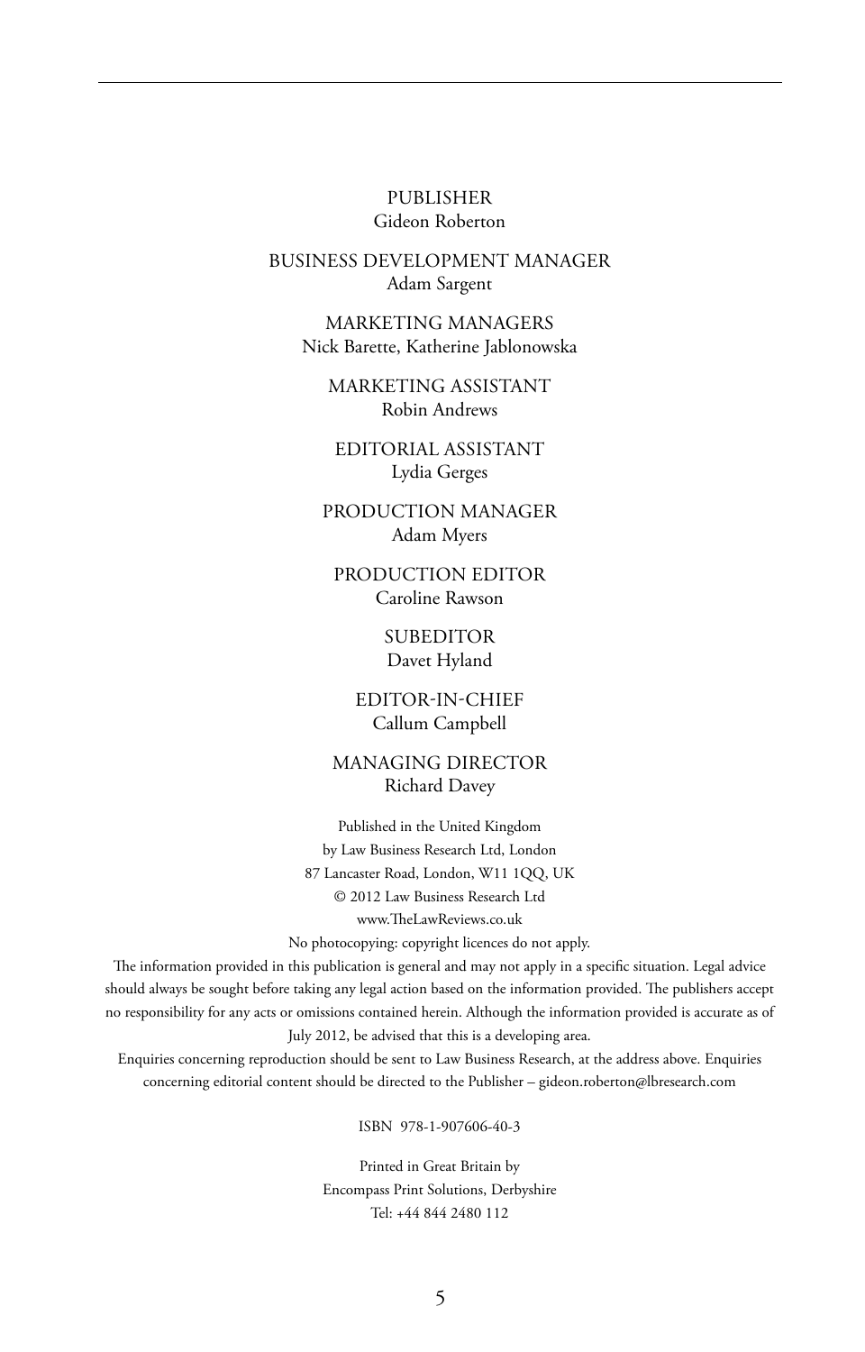PUBLISHER
Gideon Roberton

BUSINESS DEVELOPMENT MANAGER
Adam Sargent

MARKETING MANAGERS
Nick Barette, Katherine Jablonowska

MARKETING ASSISTANT
Robin Andrews

EDITORIAL ASSISTANT
Lydia Gerges

PRODUCTION MANAGER
Adam Myers

PRODUCTION EDITOR
Caroline Rawson

SUBEDITOR
Davet Hyland

EDITOR-IN-CHIEF
Callum Campbell

MANAGING DIRECTOR
Richard Davey

Published in the United Kingdom
by Law Business Research Ltd, London
87 Lancaster Road, London, W11 1QQ, UK
© 2012 Law Business Research Ltd
www.TheLawReviews.co.uk
No photocopying: copyright licences do not apply.
The information provided in this publication is general and may not apply in a specific situation. Legal advice should always be sought before taking any legal action based on the information provided. The publishers accept no responsibility for any acts or omissions contained herein. Although the information provided is accurate as of July 2012, be advised that this is a developing area.
Enquiries concerning reproduction should be sent to Law Business Research, at the address above. Enquiries concerning editorial content should be directed to the Publisher – gideon.roberton@lbresearch.com

ISBN 978-1-907606-40-3

Printed in Great Britain by
Encompass Print Solutions, Derbyshire
Tel: +44 844 2480 112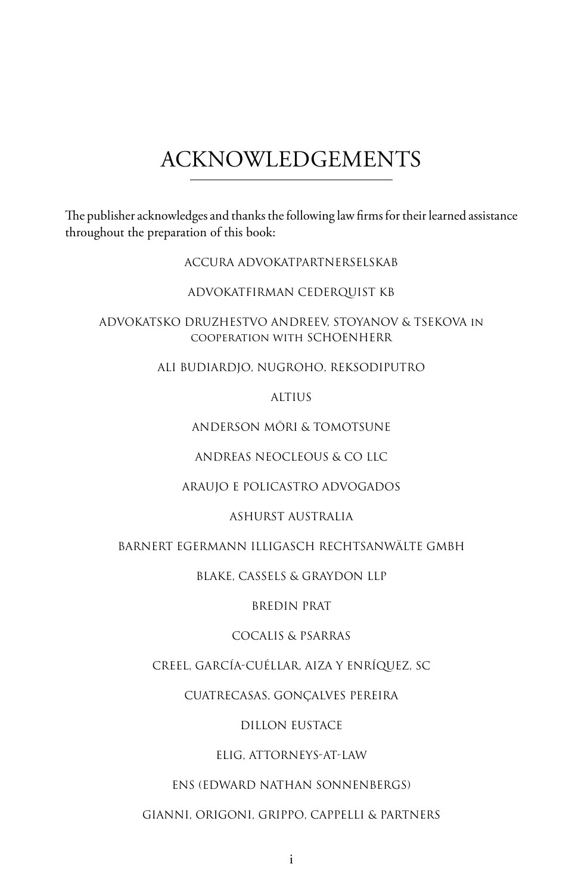# ACKNOWLEDGEMENTS

The publisher acknowledges and thanks the following law firms for their learned assistance throughout the preparation of this book:

ACCURA ADVOKATPARTNERSELSKAB

ADVOKATFIRMAN CEDERQUIST KB

ADVOKATSKO DRUZHESTVO ANDREEV, STOYANOV & TSEKOVA in cooperation with SCHOENHERR

ALI BUDIARDJO, NUGROHO, REKSODIPUTRO

ALTIUS

ANDERSON MŌRI & TOMOTSUNE

ANDREAS NEOCLEOUS & CO LLC

ARAUJO E POLICASTRO ADVOGADOS

ASHURST AUSTRALIA

BARNERT EGERMANN ILLIGASCH RECHTSANWÄLTE GMBH

BLAKE, CASSELS & GRAYDON LLP

BREDIN PRAT

COCALIS & PSARRAS

CREEL, GARCÍA-CUÉLLAR, AIZA Y ENRÍQUEZ, SC

CUATRECASAS, GONÇALVES PEREIRA

DILLON EUSTACE

ELIG, ATTORNEYS-AT-LAW

ENS (EDWARD NATHAN SONNENBERGS)

GIANNI, ORIGONI, GRIPPO, CAPPELLI & PARTNERS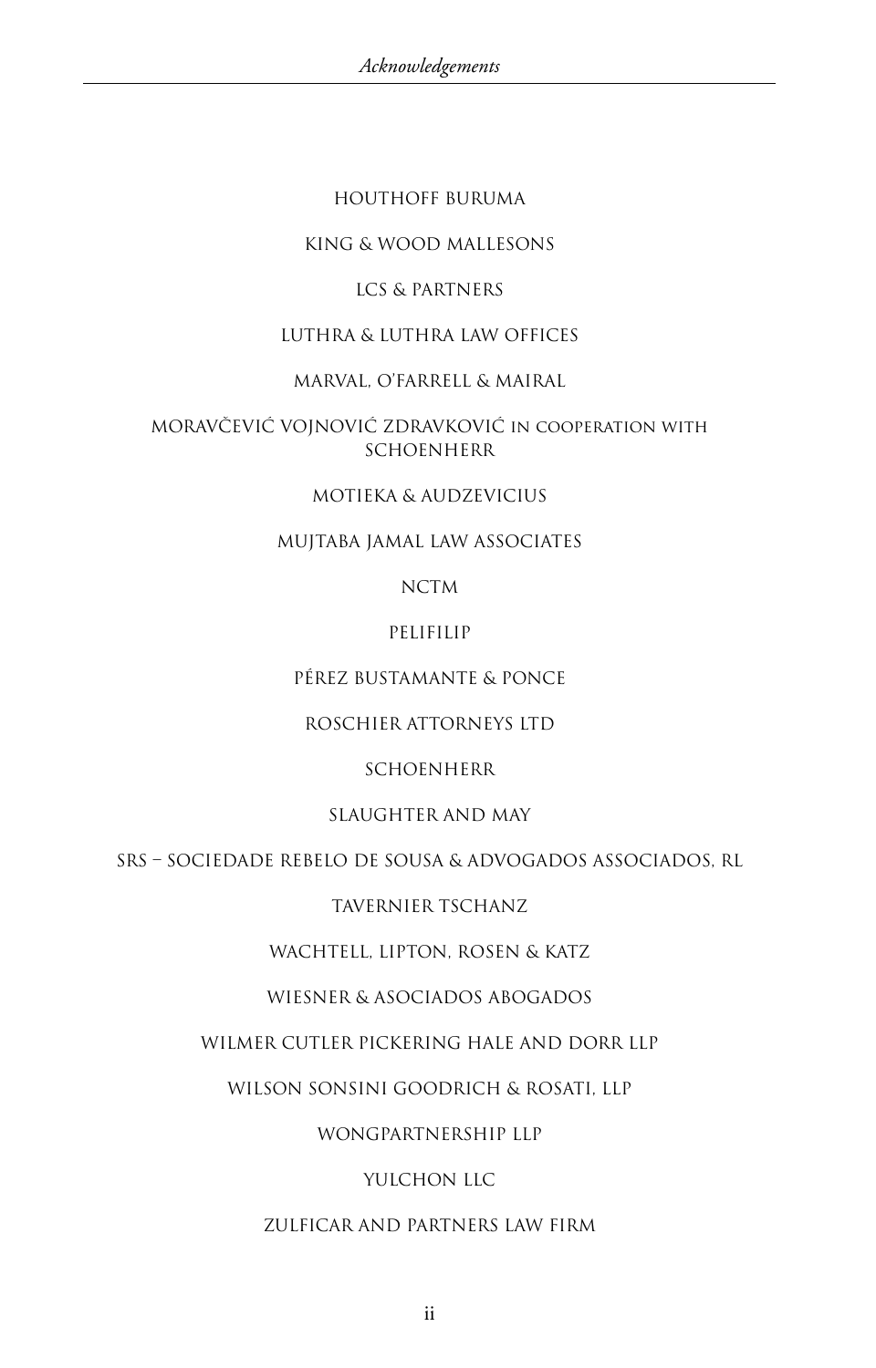HOUTHOFF BURUMA

KING & WOOD MALLESONS

LCS & PARTNERS

LUTHRA & LUTHRA LAW OFFICES

MARVAL, O'FARRELL & MAIRAL

MORAVČEVIĆ VOJNOVIĆ ZDRAVKOVIĆ in cooperation with SCHOENHERR

MOTIEKA & AUDZEVICIUS

MUJTABA JAMAL LAW ASSOCIATES

NCTM

PELIFILIP

PÉREZ BUSTAMANTE & PONCE

ROSCHIER ATTORNEYS LTD

SCHOENHERR

SLAUGHTER AND MAY

SRS – SOCIEDADE REBELO DE SOUSA & ADVOGADOS ASSOCIADOS, RL

TAVERNIER TSCHANZ

WACHTELL, LIPTON, ROSEN & KATZ

WIESNER & ASOCIADOS ABOGADOS

WILMER CUTLER PICKERING HALE AND DORR LLP

WILSON SONSINI GOODRICH & ROSATI, LLP

WONGPARTNERSHIP LLP

YULCHON LLC

ZULFICAR AND PARTNERS LAW FIRM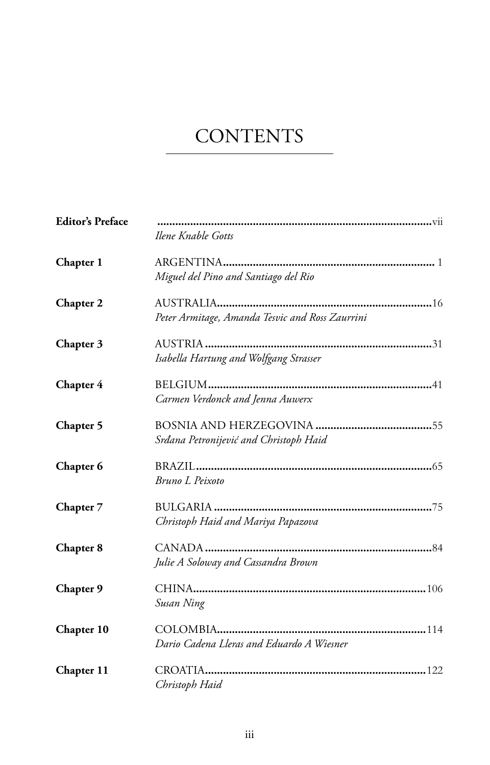# CONTENTS

**Editor's Preface** ...vii
*Ilene Knable Gotts*

**Chapter 1** ARGENTINA... 1
*Miguel del Pino and Santiago del Rio*

**Chapter 2** AUSTRALIA...16
*Peter Armitage, Amanda Tesvic and Ross Zaurrini*

**Chapter 3** AUSTRIA...31
*Isabella Hartung and Wolfgang Strasser*

**Chapter 4** BELGIUM...41
*Carmen Verdonck and Jenna Auwerx*

**Chapter 5** BOSNIA AND HERZEGOVINA...55
*Srđana Petronijević and Christoph Haid*

**Chapter 6** BRAZIL...65
*Bruno L Peixoto*

**Chapter 7** BULGARIA...75
*Christoph Haid and Mariya Papazova*

**Chapter 8** CANADA...84
*Julie A Soloway and Cassandra Brown*

**Chapter 9** CHINA...106
*Susan Ning*

**Chapter 10** COLOMBIA...114
*Dario Cadena Lleras and Eduardo A Wiesner*

**Chapter 11** CROATIA...122
*Christoph Haid*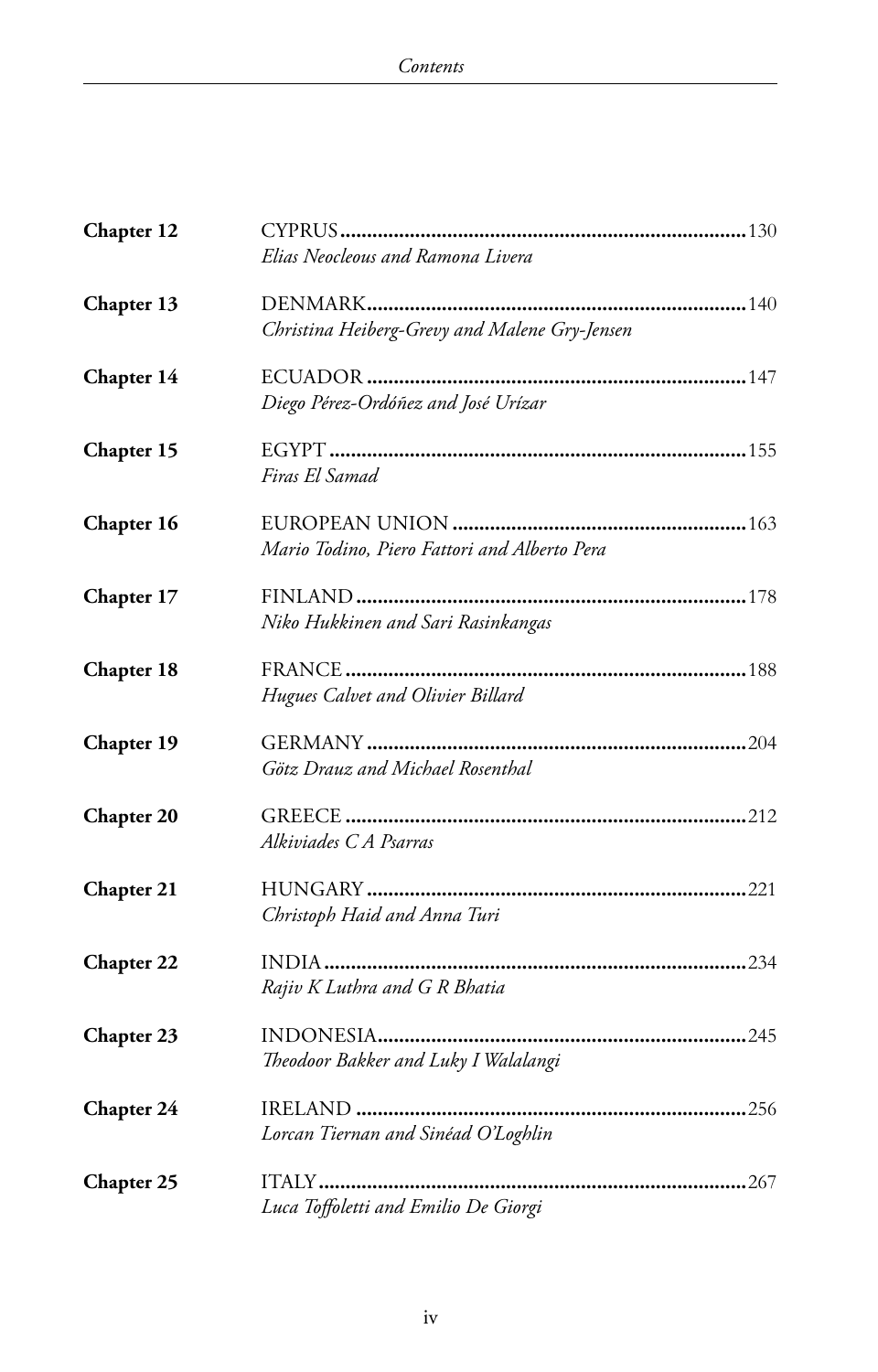**Chapter 12** CYPRUS.......................................................................130
*Elias Neocleous and Ramona Livera*

**Chapter 13** DENMARK..................................................................140
*Christina Heiberg-Grevy and Malene Gry-Jensen*

**Chapter 14** ECUADOR ..................................................................147
*Diego Pérez-Ordóñez and José Urízar*

**Chapter 15** EGYPT .........................................................................155
*Firas El Samad*

**Chapter 16** EUROPEAN UNION ......................................................163
*Mario Todino, Piero Fattori and Alberto Pera*

**Chapter 17** FINLAND .....................................................................178
*Niko Hukkinen and Sari Rasinkangas*

**Chapter 18** FRANCE .......................................................................188
*Hugues Calvet and Olivier Billard*

**Chapter 19** GERMANY ..................................................................204
*Götz Drauz and Michael Rosenthal*

**Chapter 20** GREECE .......................................................................212
*Alkiviades C A Psarras*

**Chapter 21** HUNGARY ..................................................................221
*Christoph Haid and Anna Turi*

**Chapter 22** INDIA ..........................................................................234
*Rajiv K Luthra and G R Bhatia*

**Chapter 23** INDONESIA.................................................................245
*Theodoor Bakker and Luky I Walalangi*

**Chapter 24** IRELAND .....................................................................256
*Lorcan Tiernan and Sinéad O'Loghlin*

**Chapter 25** ITALY ...........................................................................267
*Luca Toffoletti and Emilio De Giorgi*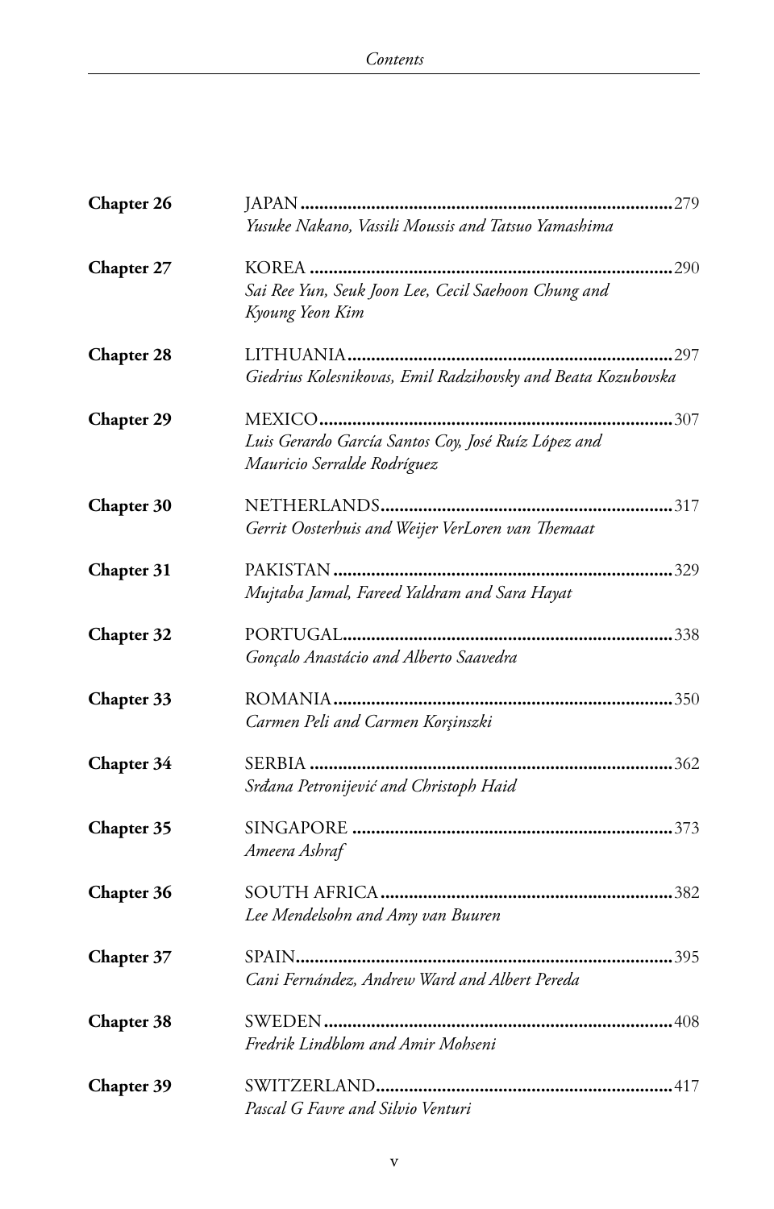| | |
|---|---|
| **Chapter 26** | JAPAN ............................................................................279<br>*Yusuke Nakano, Vassili Moussis and Tatsuo Yamashima* |
| **Chapter 27** | KOREA ............................................................................290<br>*Sai Ree Yun, Seuk Joon Lee, Cecil Saehoon Chung and Kyoung Yeon Kim* |
| **Chapter 28** | LITHUANIA....................................................................297<br>*Giedrius Kolesnikovas, Emil Radzihovsky and Beata Kozubovska* |
| **Chapter 29** | MEXICO..........................................................................307<br>*Luis Gerardo García Santos Coy, José Ruíz López and Mauricio Serralde Rodríguez* |
| **Chapter 30** | NETHERLANDS.............................................................317<br>*Gerrit Oosterhuis and Weijer VerLoren van Themaat* |
| **Chapter 31** | PAKISTAN .......................................................................329<br>*Mujtaba Jamal, Fareed Yaldram and Sara Hayat* |
| **Chapter 32** | PORTUGAL.....................................................................338<br>*Gonçalo Anastácio and Alberto Saavedra* |
| **Chapter 33** | ROMANIA.......................................................................350<br>*Carmen Peli and Carmen Korşinszki* |
| **Chapter 34** | SERBIA ............................................................................362<br>*Srđana Petronijević and Christoph Haid* |
| **Chapter 35** | SINGAPORE ...................................................................373<br>*Ameera Ashraf* |
| **Chapter 36** | SOUTH AFRICA.............................................................382<br>*Lee Mendelsohn and Amy van Buuren* |
| **Chapter 37** | SPAIN..............................................................................395<br>*Cani Fernández, Andrew Ward and Albert Pereda* |
| **Chapter 38** | SWEDEN.........................................................................408<br>*Fredrik Lindblom and Amir Mohseni* |
| **Chapter 39** | SWITZERLAND..............................................................417<br>*Pascal G Favre and Silvio Venturi* |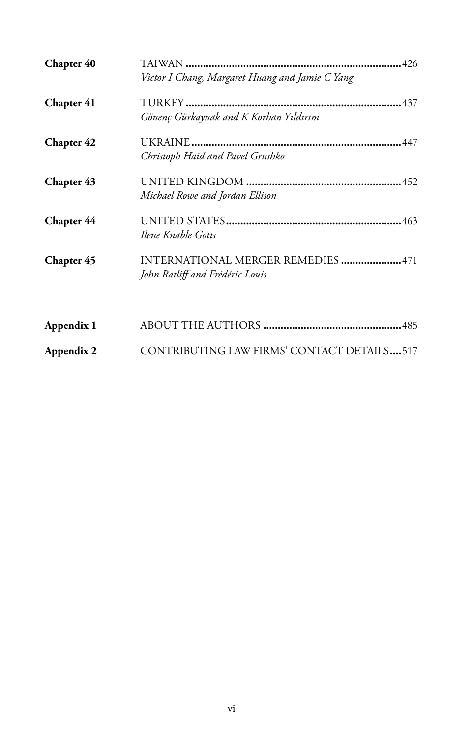**Chapter 40** TAIWAN ........................................................................426
*Victor I Chang, Margaret Huang and Jamie C Yang*

**Chapter 41** TURKEY........................................................................437
*Gönenç Gürkaynak and K Korhan Yıldırım*

**Chapter 42** UKRAINE........................................................................447
*Christoph Haid and Pavel Grushko*

**Chapter 43** UNITED KINGDOM ....................................................452
*Michael Rowe and Jordan Ellison*

**Chapter 44** UNITED STATES...........................................................463
*Ilene Knable Gotts*

**Chapter 45** INTERNATIONAL MERGER REMEDIES ....................471
*John Ratliff and Frédéric Louis*

**Appendix 1** ABOUT THE AUTHORS ...............................................485

**Appendix 2** CONTRIBUTING LAW FIRMS' CONTACT DETAILS....517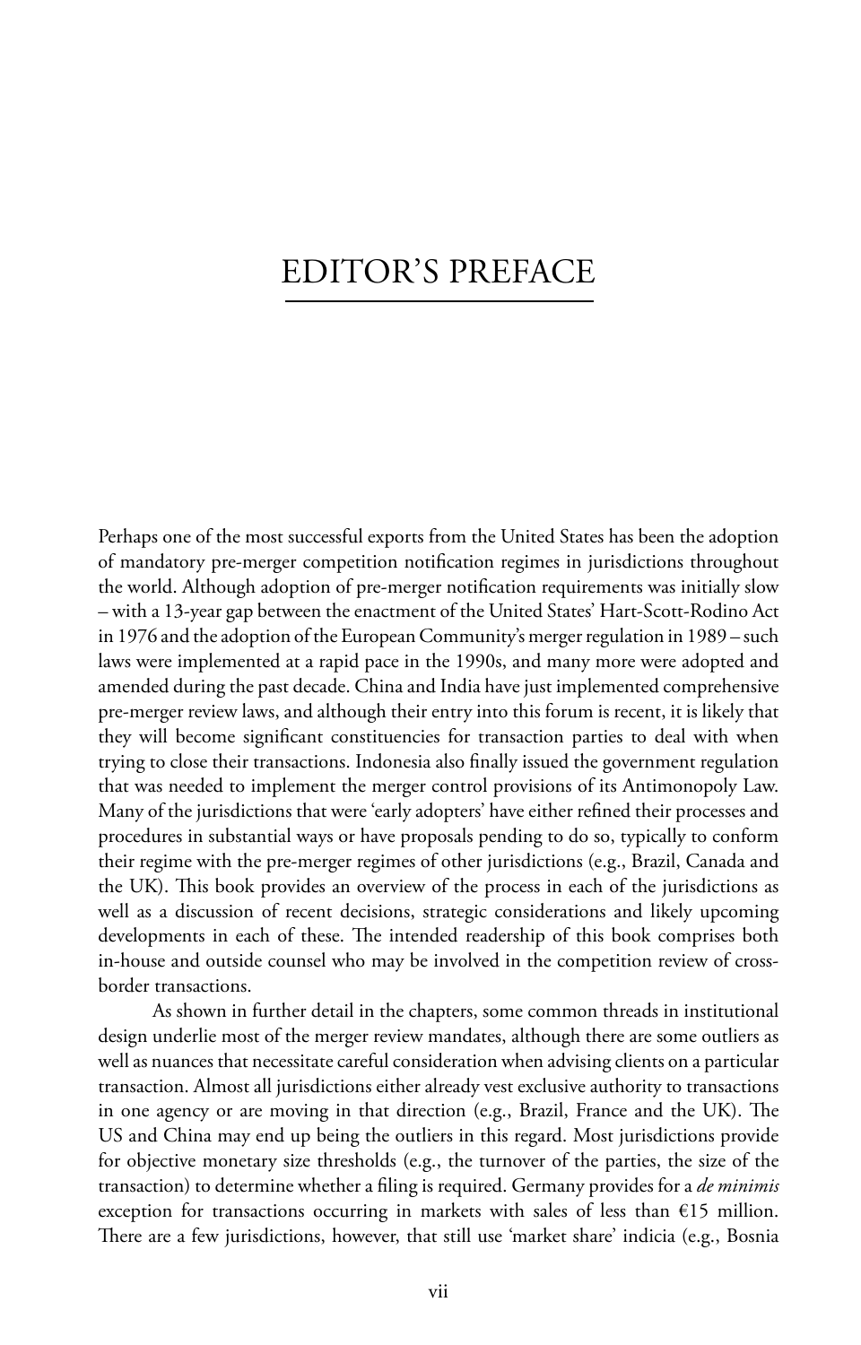# EDITOR'S PREFACE

Perhaps one of the most successful exports from the United States has been the adoption of mandatory pre-merger competition notification regimes in jurisdictions throughout the world. Although adoption of pre-merger notification requirements was initially slow – with a 13-year gap between the enactment of the United States' Hart-Scott-Rodino Act in 1976 and the adoption of the European Community's merger regulation in 1989 – such laws were implemented at a rapid pace in the 1990s, and many more were adopted and amended during the past decade. China and India have just implemented comprehensive pre-merger review laws, and although their entry into this forum is recent, it is likely that they will become significant constituencies for transaction parties to deal with when trying to close their transactions. Indonesia also finally issued the government regulation that was needed to implement the merger control provisions of its Antimonopoly Law. Many of the jurisdictions that were 'early adopters' have either refined their processes and procedures in substantial ways or have proposals pending to do so, typically to conform their regime with the pre-merger regimes of other jurisdictions (e.g., Brazil, Canada and the UK). This book provides an overview of the process in each of the jurisdictions as well as a discussion of recent decisions, strategic considerations and likely upcoming developments in each of these. The intended readership of this book comprises both in-house and outside counsel who may be involved in the competition review of cross-border transactions.

As shown in further detail in the chapters, some common threads in institutional design underlie most of the merger review mandates, although there are some outliers as well as nuances that necessitate careful consideration when advising clients on a particular transaction. Almost all jurisdictions either already vest exclusive authority to transactions in one agency or are moving in that direction (e.g., Brazil, France and the UK). The US and China may end up being the outliers in this regard. Most jurisdictions provide for objective monetary size thresholds (e.g., the turnover of the parties, the size of the transaction) to determine whether a filing is required. Germany provides for a *de minimis* exception for transactions occurring in markets with sales of less than €15 million. There are a few jurisdictions, however, that still use 'market share' indicia (e.g., Bosnia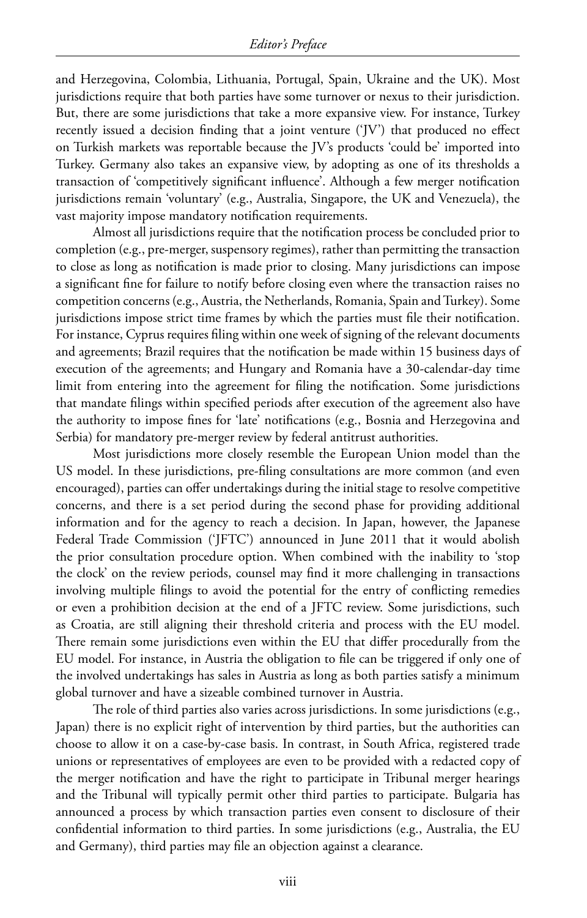and Herzegovina, Colombia, Lithuania, Portugal, Spain, Ukraine and the UK). Most jurisdictions require that both parties have some turnover or nexus to their jurisdiction. But, there are some jurisdictions that take a more expansive view. For instance, Turkey recently issued a decision finding that a joint venture ('JV') that produced no effect on Turkish markets was reportable because the JV's products 'could be' imported into Turkey. Germany also takes an expansive view, by adopting as one of its thresholds a transaction of 'competitively significant influence'. Although a few merger notification jurisdictions remain 'voluntary' (e.g., Australia, Singapore, the UK and Venezuela), the vast majority impose mandatory notification requirements.

Almost all jurisdictions require that the notification process be concluded prior to completion (e.g., pre-merger, suspensory regimes), rather than permitting the transaction to close as long as notification is made prior to closing. Many jurisdictions can impose a significant fine for failure to notify before closing even where the transaction raises no competition concerns (e.g., Austria, the Netherlands, Romania, Spain and Turkey). Some jurisdictions impose strict time frames by which the parties must file their notification. For instance, Cyprus requires filing within one week of signing of the relevant documents and agreements; Brazil requires that the notification be made within 15 business days of execution of the agreements; and Hungary and Romania have a 30-calendar-day time limit from entering into the agreement for filing the notification. Some jurisdictions that mandate filings within specified periods after execution of the agreement also have the authority to impose fines for 'late' notifications (e.g., Bosnia and Herzegovina and Serbia) for mandatory pre-merger review by federal antitrust authorities.

Most jurisdictions more closely resemble the European Union model than the US model. In these jurisdictions, pre-filing consultations are more common (and even encouraged), parties can offer undertakings during the initial stage to resolve competitive concerns, and there is a set period during the second phase for providing additional information and for the agency to reach a decision. In Japan, however, the Japanese Federal Trade Commission ('JFTC') announced in June 2011 that it would abolish the prior consultation procedure option. When combined with the inability to 'stop the clock' on the review periods, counsel may find it more challenging in transactions involving multiple filings to avoid the potential for the entry of conflicting remedies or even a prohibition decision at the end of a JFTC review. Some jurisdictions, such as Croatia, are still aligning their threshold criteria and process with the EU model. There remain some jurisdictions even within the EU that differ procedurally from the EU model. For instance, in Austria the obligation to file can be triggered if only one of the involved undertakings has sales in Austria as long as both parties satisfy a minimum global turnover and have a sizeable combined turnover in Austria.

The role of third parties also varies across jurisdictions. In some jurisdictions (e.g., Japan) there is no explicit right of intervention by third parties, but the authorities can choose to allow it on a case-by-case basis. In contrast, in South Africa, registered trade unions or representatives of employees are even to be provided with a redacted copy of the merger notification and have the right to participate in Tribunal merger hearings and the Tribunal will typically permit other third parties to participate. Bulgaria has announced a process by which transaction parties even consent to disclosure of their confidential information to third parties. In some jurisdictions (e.g., Australia, the EU and Germany), third parties may file an objection against a clearance.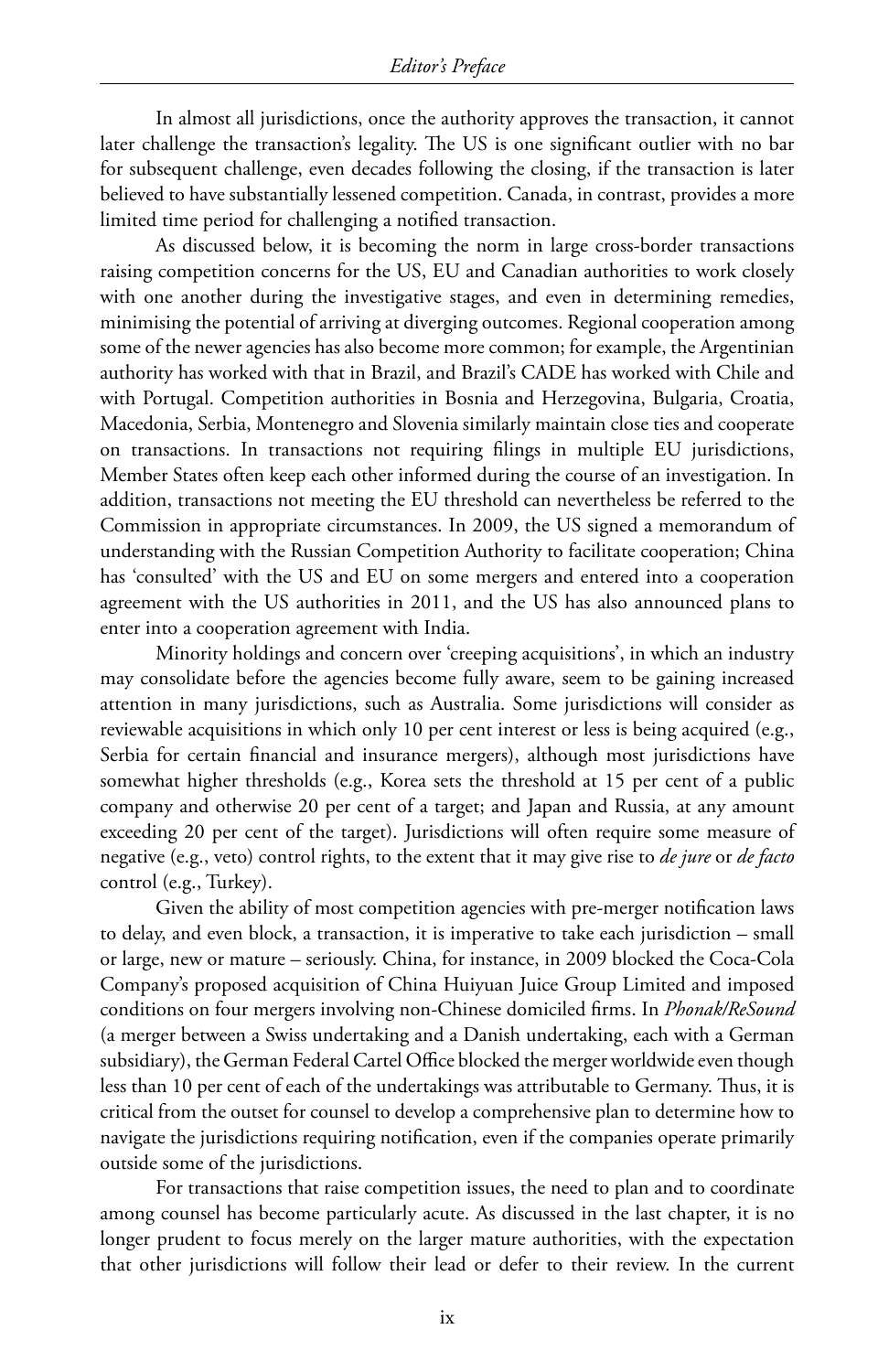In almost all jurisdictions, once the authority approves the transaction, it cannot later challenge the transaction's legality. The US is one significant outlier with no bar for subsequent challenge, even decades following the closing, if the transaction is later believed to have substantially lessened competition. Canada, in contrast, provides a more limited time period for challenging a notified transaction.

As discussed below, it is becoming the norm in large cross-border transactions raising competition concerns for the US, EU and Canadian authorities to work closely with one another during the investigative stages, and even in determining remedies, minimising the potential of arriving at diverging outcomes. Regional cooperation among some of the newer agencies has also become more common; for example, the Argentinian authority has worked with that in Brazil, and Brazil's CADE has worked with Chile and with Portugal. Competition authorities in Bosnia and Herzegovina, Bulgaria, Croatia, Macedonia, Serbia, Montenegro and Slovenia similarly maintain close ties and cooperate on transactions. In transactions not requiring filings in multiple EU jurisdictions, Member States often keep each other informed during the course of an investigation. In addition, transactions not meeting the EU threshold can nevertheless be referred to the Commission in appropriate circumstances. In 2009, the US signed a memorandum of understanding with the Russian Competition Authority to facilitate cooperation; China has 'consulted' with the US and EU on some mergers and entered into a cooperation agreement with the US authorities in 2011, and the US has also announced plans to enter into a cooperation agreement with India.

Minority holdings and concern over 'creeping acquisitions', in which an industry may consolidate before the agencies become fully aware, seem to be gaining increased attention in many jurisdictions, such as Australia. Some jurisdictions will consider as reviewable acquisitions in which only 10 per cent interest or less is being acquired (e.g., Serbia for certain financial and insurance mergers), although most jurisdictions have somewhat higher thresholds (e.g., Korea sets the threshold at 15 per cent of a public company and otherwise 20 per cent of a target; and Japan and Russia, at any amount exceeding 20 per cent of the target). Jurisdictions will often require some measure of negative (e.g., veto) control rights, to the extent that it may give rise to *de jure* or *de facto* control (e.g., Turkey).

Given the ability of most competition agencies with pre-merger notification laws to delay, and even block, a transaction, it is imperative to take each jurisdiction – small or large, new or mature – seriously. China, for instance, in 2009 blocked the Coca-Cola Company's proposed acquisition of China Huiyuan Juice Group Limited and imposed conditions on four mergers involving non-Chinese domiciled firms. In *Phonak/ReSound* (a merger between a Swiss undertaking and a Danish undertaking, each with a German subsidiary), the German Federal Cartel Office blocked the merger worldwide even though less than 10 per cent of each of the undertakings was attributable to Germany. Thus, it is critical from the outset for counsel to develop a comprehensive plan to determine how to navigate the jurisdictions requiring notification, even if the companies operate primarily outside some of the jurisdictions.

For transactions that raise competition issues, the need to plan and to coordinate among counsel has become particularly acute. As discussed in the last chapter, it is no longer prudent to focus merely on the larger mature authorities, with the expectation that other jurisdictions will follow their lead or defer to their review. In the current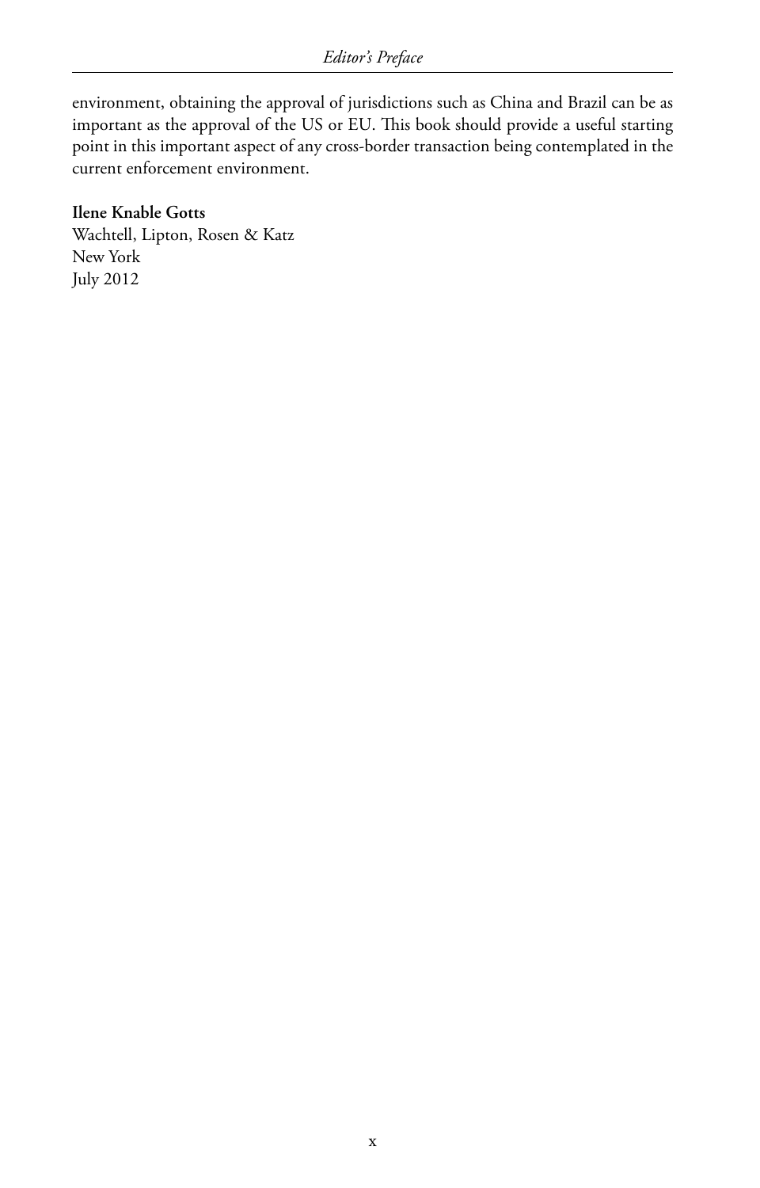environment, obtaining the approval of jurisdictions such as China and Brazil can be as important as the approval of the US or EU. This book should provide a useful starting point in this important aspect of any cross-border transaction being contemplated in the current enforcement environment.

**Ilene Knable Gotts**
Wachtell, Lipton, Rosen & Katz
New York
July 2012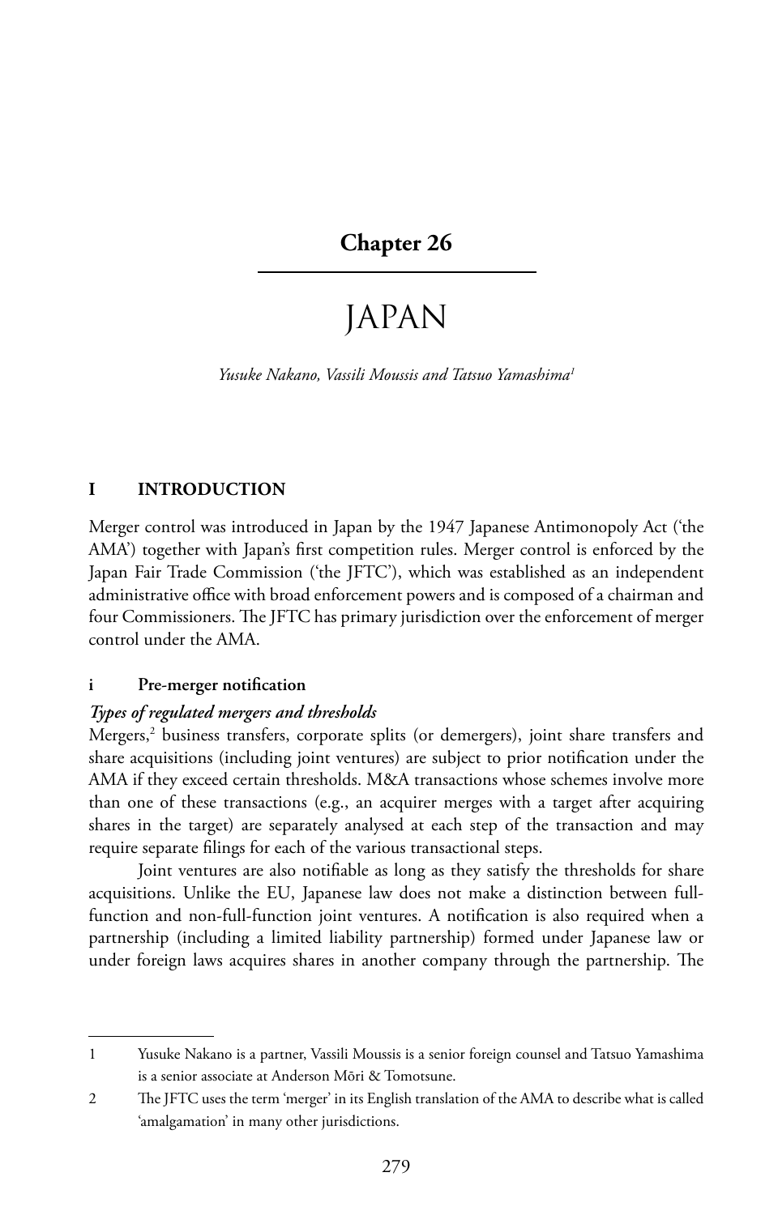# Chapter 26

# JAPAN

*Yusuke Nakano, Vassili Moussis and Tatsuo Yamashima*[1]

## I INTRODUCTION

Merger control was introduced in Japan by the 1947 Japanese Antimonopoly Act ('the AMA') together with Japan's first competition rules. Merger control is enforced by the Japan Fair Trade Commission ('the JFTC'), which was established as an independent administrative office with broad enforcement powers and is composed of a chairman and four Commissioners. The JFTC has primary jurisdiction over the enforcement of merger control under the AMA.

### i Pre-merger notification

#### *Types of regulated mergers and thresholds*

Mergers,[2] business transfers, corporate splits (or demergers), joint share transfers and share acquisitions (including joint ventures) are subject to prior notification under the AMA if they exceed certain thresholds. M&A transactions whose schemes involve more than one of these transactions (e.g., an acquirer merges with a target after acquiring shares in the target) are separately analysed at each step of the transaction and may require separate filings for each of the various transactional steps.

Joint ventures are also notifiable as long as they satisfy the thresholds for share acquisitions. Unlike the EU, Japanese law does not make a distinction between full-function and non-full-function joint ventures. A notification is also required when a partnership (including a limited liability partnership) formed under Japanese law or under foreign laws acquires shares in another company through the partnership. The

---

1 Yusuke Nakano is a partner, Vassili Moussis is a senior foreign counsel and Tatsuo Yamashima is a senior associate at Anderson Mōri & Tomotsune.

2 The JFTC uses the term 'merger' in its English translation of the AMA to describe what is called 'amalgamation' in many other jurisdictions.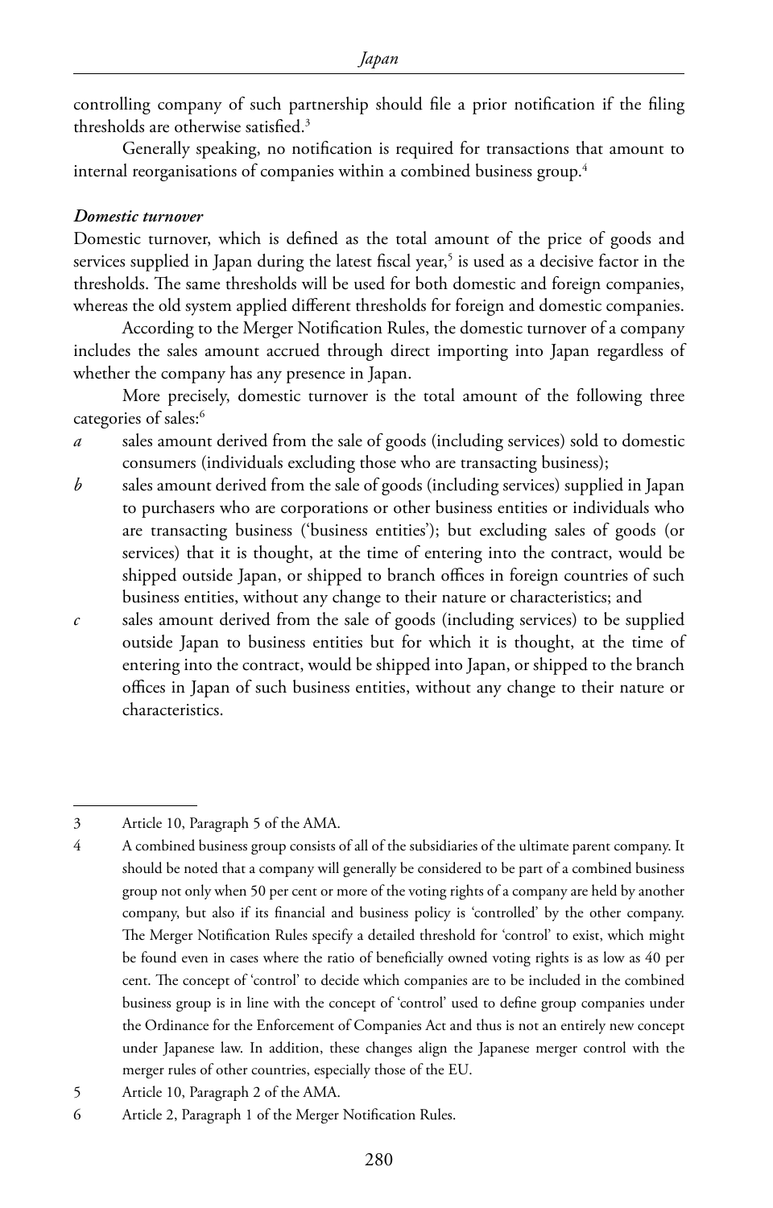controlling company of such partnership should file a prior notification if the filing thresholds are otherwise satisfied.[3]

Generally speaking, no notification is required for transactions that amount to internal reorganisations of companies within a combined business group.[4]

### *Domestic turnover*

Domestic turnover, which is defined as the total amount of the price of goods and services supplied in Japan during the latest fiscal year,[5] is used as a decisive factor in the thresholds. The same thresholds will be used for both domestic and foreign companies, whereas the old system applied different thresholds for foreign and domestic companies.

According to the Merger Notification Rules, the domestic turnover of a company includes the sales amount accrued through direct importing into Japan regardless of whether the company has any presence in Japan.

More precisely, domestic turnover is the total amount of the following three categories of sales:[6]

*a* sales amount derived from the sale of goods (including services) sold to domestic consumers (individuals excluding those who are transacting business);

*b* sales amount derived from the sale of goods (including services) supplied in Japan to purchasers who are corporations or other business entities or individuals who are transacting business ('business entities'); but excluding sales of goods (or services) that it is thought, at the time of entering into the contract, would be shipped outside Japan, or shipped to branch offices in foreign countries of such business entities, without any change to their nature or characteristics; and

*c* sales amount derived from the sale of goods (including services) to be supplied outside Japan to business entities but for which it is thought, at the time of entering into the contract, would be shipped into Japan, or shipped to the branch offices in Japan of such business entities, without any change to their nature or characteristics.

---

3 Article 10, Paragraph 5 of the AMA.

4 A combined business group consists of all of the subsidiaries of the ultimate parent company. It should be noted that a company will generally be considered to be part of a combined business group not only when 50 per cent or more of the voting rights of a company are held by another company, but also if its financial and business policy is 'controlled' by the other company. The Merger Notification Rules specify a detailed threshold for 'control' to exist, which might be found even in cases where the ratio of beneficially owned voting rights is as low as 40 per cent. The concept of 'control' to decide which companies are to be included in the combined business group is in line with the concept of 'control' used to define group companies under the Ordinance for the Enforcement of Companies Act and thus is not an entirely new concept under Japanese law. In addition, these changes align the Japanese merger control with the merger rules of other countries, especially those of the EU.

5 Article 10, Paragraph 2 of the AMA.

6 Article 2, Paragraph 1 of the Merger Notification Rules.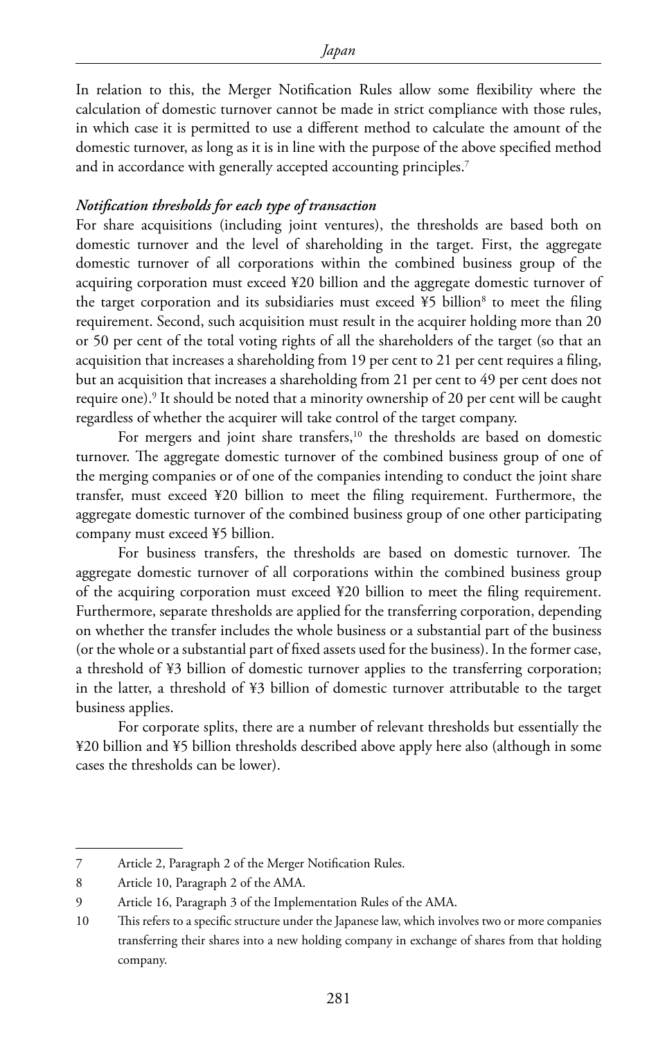In relation to this, the Merger Notification Rules allow some flexibility where the calculation of domestic turnover cannot be made in strict compliance with those rules, in which case it is permitted to use a different method to calculate the amount of the domestic turnover, as long as it is in line with the purpose of the above specified method and in accordance with generally accepted accounting principles.[7]

### *Notification thresholds for each type of transaction*

For share acquisitions (including joint ventures), the thresholds are based both on domestic turnover and the level of shareholding in the target. First, the aggregate domestic turnover of all corporations within the combined business group of the acquiring corporation must exceed ¥20 billion and the aggregate domestic turnover of the target corporation and its subsidiaries must exceed ¥5 billion[8] to meet the filing requirement. Second, such acquisition must result in the acquirer holding more than 20 or 50 per cent of the total voting rights of all the shareholders of the target (so that an acquisition that increases a shareholding from 19 per cent to 21 per cent requires a filing, but an acquisition that increases a shareholding from 21 per cent to 49 per cent does not require one).[9] It should be noted that a minority ownership of 20 per cent will be caught regardless of whether the acquirer will take control of the target company.

For mergers and joint share transfers,[10] the thresholds are based on domestic turnover. The aggregate domestic turnover of the combined business group of one of the merging companies or of one of the companies intending to conduct the joint share transfer, must exceed ¥20 billion to meet the filing requirement. Furthermore, the aggregate domestic turnover of the combined business group of one other participating company must exceed ¥5 billion.

For business transfers, the thresholds are based on domestic turnover. The aggregate domestic turnover of all corporations within the combined business group of the acquiring corporation must exceed ¥20 billion to meet the filing requirement. Furthermore, separate thresholds are applied for the transferring corporation, depending on whether the transfer includes the whole business or a substantial part of the business (or the whole or a substantial part of fixed assets used for the business). In the former case, a threshold of ¥3 billion of domestic turnover applies to the transferring corporation; in the latter, a threshold of ¥3 billion of domestic turnover attributable to the target business applies.

For corporate splits, there are a number of relevant thresholds but essentially the ¥20 billion and ¥5 billion thresholds described above apply here also (although in some cases the thresholds can be lower).

---

7 Article 2, Paragraph 2 of the Merger Notification Rules.

8 Article 10, Paragraph 2 of the AMA.

9 Article 16, Paragraph 3 of the Implementation Rules of the AMA.

10 This refers to a specific structure under the Japanese law, which involves two or more companies transferring their shares into a new holding company in exchange of shares from that holding company.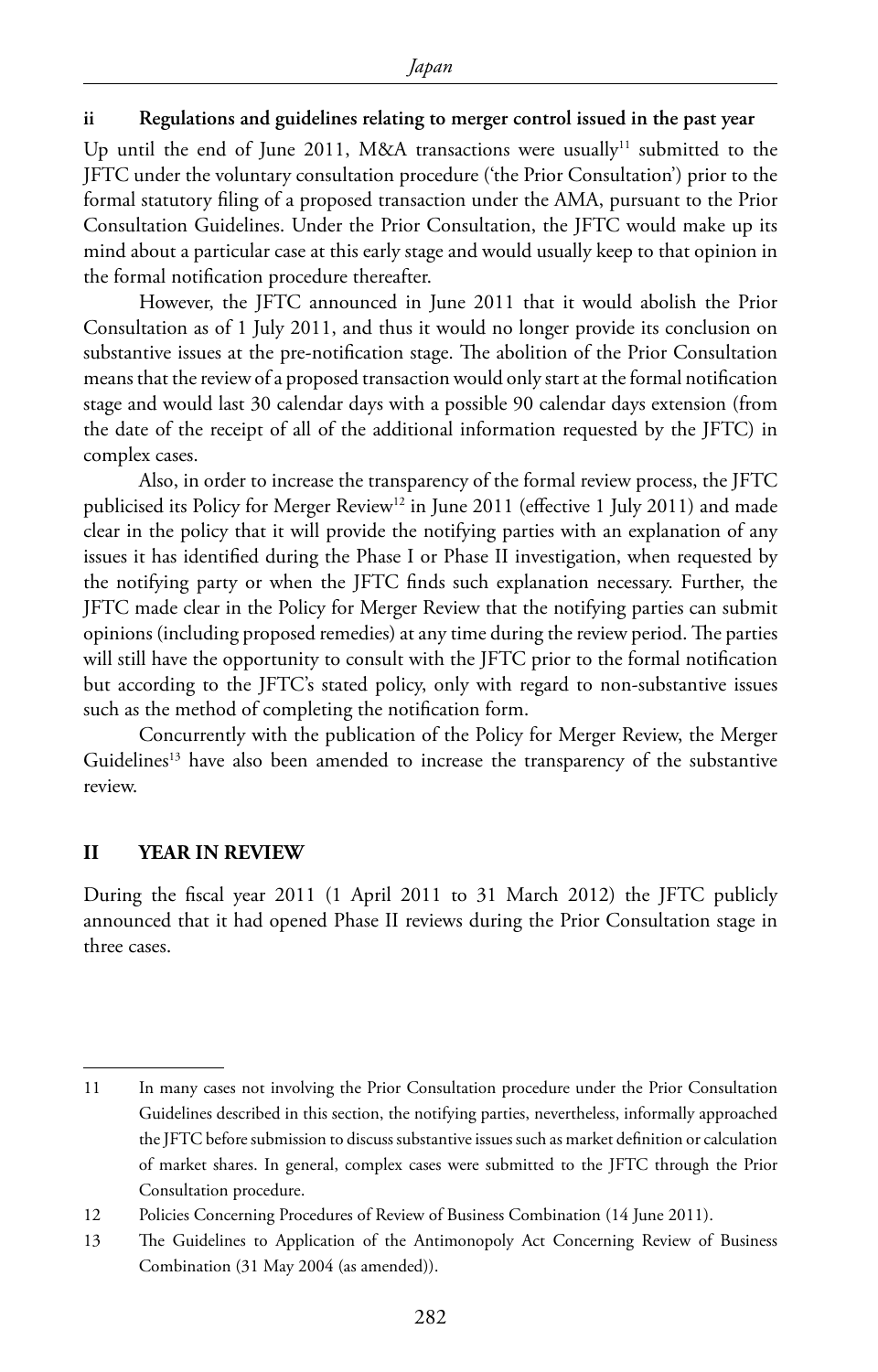### ii Regulations and guidelines relating to merger control issued in the past year

Up until the end of June 2011, M&A transactions were usually[11] submitted to the JFTC under the voluntary consultation procedure ('the Prior Consultation') prior to the formal statutory filing of a proposed transaction under the AMA, pursuant to the Prior Consultation Guidelines. Under the Prior Consultation, the JFTC would make up its mind about a particular case at this early stage and would usually keep to that opinion in the formal notification procedure thereafter.

However, the JFTC announced in June 2011 that it would abolish the Prior Consultation as of 1 July 2011, and thus it would no longer provide its conclusion on substantive issues at the pre-notification stage. The abolition of the Prior Consultation means that the review of a proposed transaction would only start at the formal notification stage and would last 30 calendar days with a possible 90 calendar days extension (from the date of the receipt of all of the additional information requested by the JFTC) in complex cases.

Also, in order to increase the transparency of the formal review process, the JFTC publicised its Policy for Merger Review[12] in June 2011 (effective 1 July 2011) and made clear in the policy that it will provide the notifying parties with an explanation of any issues it has identified during the Phase I or Phase II investigation, when requested by the notifying party or when the JFTC finds such explanation necessary. Further, the JFTC made clear in the Policy for Merger Review that the notifying parties can submit opinions (including proposed remedies) at any time during the review period. The parties will still have the opportunity to consult with the JFTC prior to the formal notification but according to the JFTC's stated policy, only with regard to non-substantive issues such as the method of completing the notification form.

Concurrently with the publication of the Policy for Merger Review, the Merger Guidelines[13] have also been amended to increase the transparency of the substantive review.

## II YEAR IN REVIEW

During the fiscal year 2011 (1 April 2011 to 31 March 2012) the JFTC publicly announced that it had opened Phase II reviews during the Prior Consultation stage in three cases.

---

11 In many cases not involving the Prior Consultation procedure under the Prior Consultation Guidelines described in this section, the notifying parties, nevertheless, informally approached the JFTC before submission to discuss substantive issues such as market definition or calculation of market shares. In general, complex cases were submitted to the JFTC through the Prior Consultation procedure.

12 Policies Concerning Procedures of Review of Business Combination (14 June 2011).

13 The Guidelines to Application of the Antimonopoly Act Concerning Review of Business Combination (31 May 2004 (as amended)).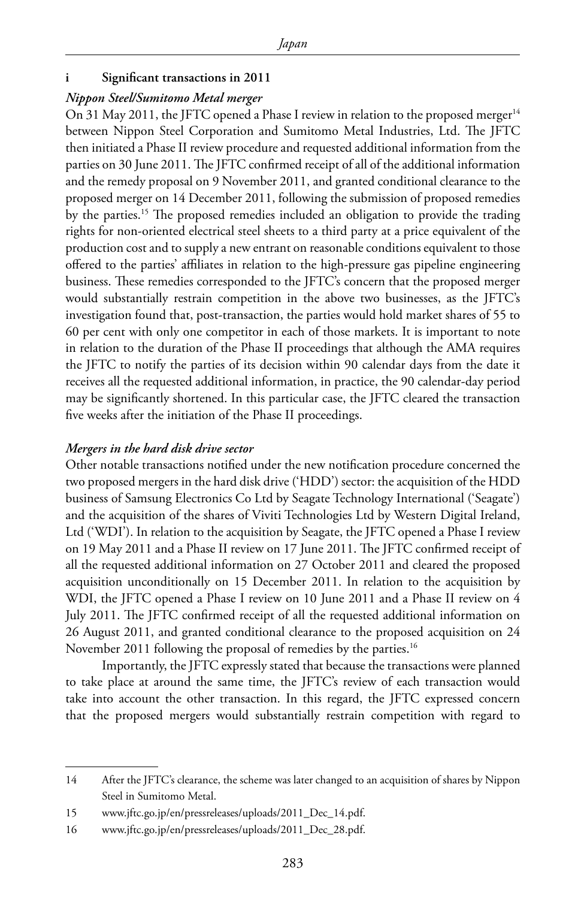### i Significant transactions in 2011

*Nippon Steel/Sumitomo Metal merger*

On 31 May 2011, the JFTC opened a Phase I review in relation to the proposed merger[14] between Nippon Steel Corporation and Sumitomo Metal Industries, Ltd. The JFTC then initiated a Phase II review procedure and requested additional information from the parties on 30 June 2011. The JFTC confirmed receipt of all of the additional information and the remedy proposal on 9 November 2011, and granted conditional clearance to the proposed merger on 14 December 2011, following the submission of proposed remedies by the parties.[15] The proposed remedies included an obligation to provide the trading rights for non-oriented electrical steel sheets to a third party at a price equivalent of the production cost and to supply a new entrant on reasonable conditions equivalent to those offered to the parties' affiliates in relation to the high-pressure gas pipeline engineering business. These remedies corresponded to the JFTC's concern that the proposed merger would substantially restrain competition in the above two businesses, as the JFTC's investigation found that, post-transaction, the parties would hold market shares of 55 to 60 per cent with only one competitor in each of those markets. It is important to note in relation to the duration of the Phase II proceedings that although the AMA requires the JFTC to notify the parties of its decision within 90 calendar days from the date it receives all the requested additional information, in practice, the 90 calendar-day period may be significantly shortened. In this particular case, the JFTC cleared the transaction five weeks after the initiation of the Phase II proceedings.

*Mergers in the hard disk drive sector*

Other notable transactions notified under the new notification procedure concerned the two proposed mergers in the hard disk drive ('HDD') sector: the acquisition of the HDD business of Samsung Electronics Co Ltd by Seagate Technology International ('Seagate') and the acquisition of the shares of Viviti Technologies Ltd by Western Digital Ireland, Ltd ('WDI'). In relation to the acquisition by Seagate, the JFTC opened a Phase I review on 19 May 2011 and a Phase II review on 17 June 2011. The JFTC confirmed receipt of all the requested additional information on 27 October 2011 and cleared the proposed acquisition unconditionally on 15 December 2011. In relation to the acquisition by WDI, the JFTC opened a Phase I review on 10 June 2011 and a Phase II review on 4 July 2011. The JFTC confirmed receipt of all the requested additional information on 26 August 2011, and granted conditional clearance to the proposed acquisition on 24 November 2011 following the proposal of remedies by the parties.[16]

Importantly, the JFTC expressly stated that because the transactions were planned to take place at around the same time, the JFTC's review of each transaction would take into account the other transaction. In this regard, the JFTC expressed concern that the proposed mergers would substantially restrain competition with regard to

---

14 After the JFTC's clearance, the scheme was later changed to an acquisition of shares by Nippon Steel in Sumitomo Metal.

15 www.jftc.go.jp/en/pressreleases/uploads/2011_Dec_14.pdf.

16 www.jftc.go.jp/en/pressreleases/uploads/2011_Dec_28.pdf.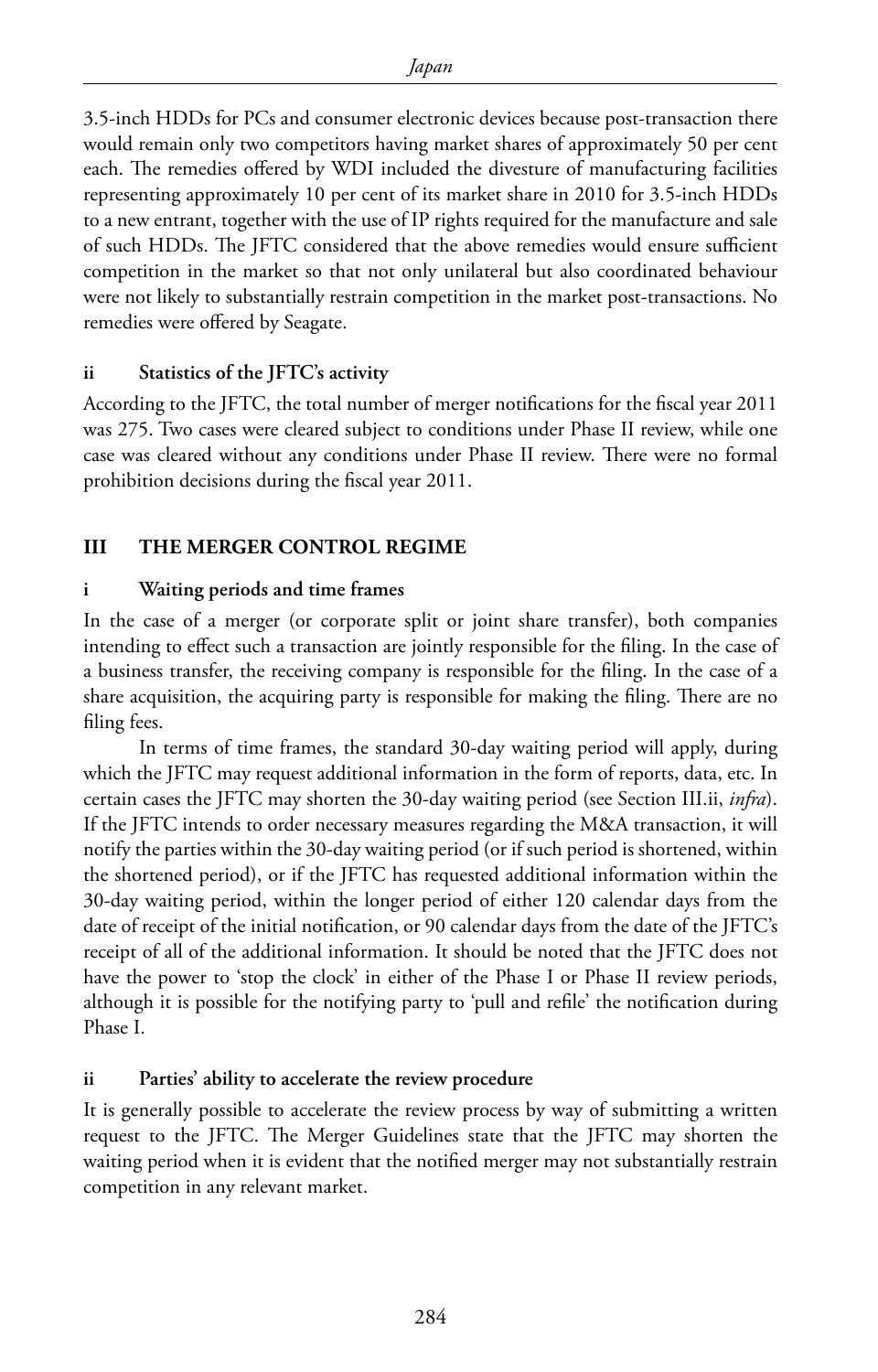3.5-inch HDDs for PCs and consumer electronic devices because post-transaction there would remain only two competitors having market shares of approximately 50 per cent each. The remedies offered by WDI included the divesture of manufacturing facilities representing approximately 10 per cent of its market share in 2010 for 3.5-inch HDDs to a new entrant, together with the use of IP rights required for the manufacture and sale of such HDDs. The JFTC considered that the above remedies would ensure sufficient competition in the market so that not only unilateral but also coordinated behaviour were not likely to substantially restrain competition in the market post-transactions. No remedies were offered by Seagate.

### ii Statistics of the JFTC's activity

According to the JFTC, the total number of merger notifications for the fiscal year 2011 was 275. Two cases were cleared subject to conditions under Phase II review, while one case was cleared without any conditions under Phase II review. There were no formal prohibition decisions during the fiscal year 2011.

## III THE MERGER CONTROL REGIME

### i Waiting periods and time frames

In the case of a merger (or corporate split or joint share transfer), both companies intending to effect such a transaction are jointly responsible for the filing. In the case of a business transfer, the receiving company is responsible for the filing. In the case of a share acquisition, the acquiring party is responsible for making the filing. There are no filing fees.

In terms of time frames, the standard 30-day waiting period will apply, during which the JFTC may request additional information in the form of reports, data, etc. In certain cases the JFTC may shorten the 30-day waiting period (see Section III.ii, *infra*). If the JFTC intends to order necessary measures regarding the M&A transaction, it will notify the parties within the 30-day waiting period (or if such period is shortened, within the shortened period), or if the JFTC has requested additional information within the 30-day waiting period, within the longer period of either 120 calendar days from the date of receipt of the initial notification, or 90 calendar days from the date of the JFTC's receipt of all of the additional information. It should be noted that the JFTC does not have the power to 'stop the clock' in either of the Phase I or Phase II review periods, although it is possible for the notifying party to 'pull and refile' the notification during Phase I.

### ii Parties' ability to accelerate the review procedure

It is generally possible to accelerate the review process by way of submitting a written request to the JFTC. The Merger Guidelines state that the JFTC may shorten the waiting period when it is evident that the notified merger may not substantially restrain competition in any relevant market.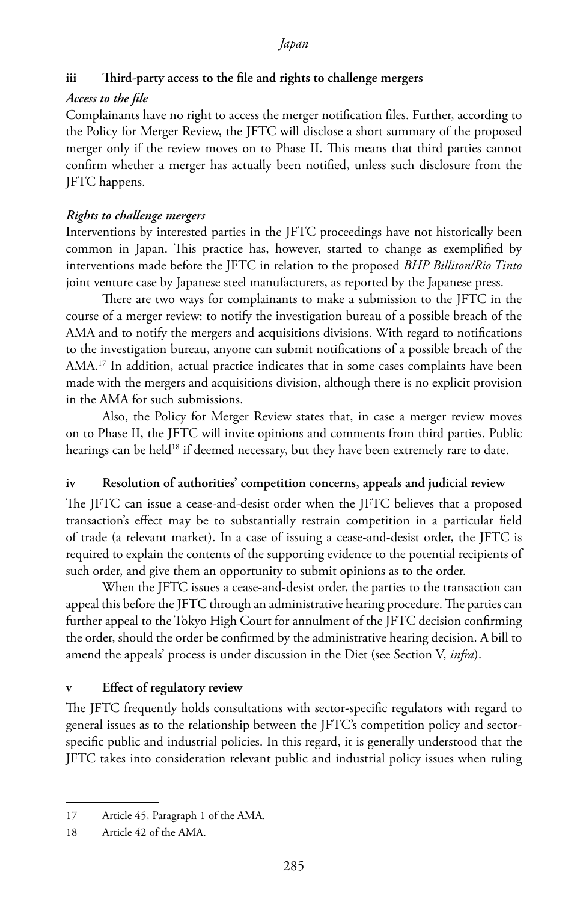### iii Third-party access to the file and rights to challenge mergers

*Access to the file*

Complainants have no right to access the merger notification files. Further, according to the Policy for Merger Review, the JFTC will disclose a short summary of the proposed merger only if the review moves on to Phase II. This means that third parties cannot confirm whether a merger has actually been notified, unless such disclosure from the JFTC happens.

*Rights to challenge mergers*

Interventions by interested parties in the JFTC proceedings have not historically been common in Japan. This practice has, however, started to change as exemplified by interventions made before the JFTC in relation to the proposed *BHP Billiton/Rio Tinto* joint venture case by Japanese steel manufacturers, as reported by the Japanese press.

There are two ways for complainants to make a submission to the JFTC in the course of a merger review: to notify the investigation bureau of a possible breach of the AMA and to notify the mergers and acquisitions divisions. With regard to notifications to the investigation bureau, anyone can submit notifications of a possible breach of the AMA.[17] In addition, actual practice indicates that in some cases complaints have been made with the mergers and acquisitions division, although there is no explicit provision in the AMA for such submissions.

Also, the Policy for Merger Review states that, in case a merger review moves on to Phase II, the JFTC will invite opinions and comments from third parties. Public hearings can be held[18] if deemed necessary, but they have been extremely rare to date.

### iv Resolution of authorities' competition concerns, appeals and judicial review

The JFTC can issue a cease-and-desist order when the JFTC believes that a proposed transaction's effect may be to substantially restrain competition in a particular field of trade (a relevant market). In a case of issuing a cease-and-desist order, the JFTC is required to explain the contents of the supporting evidence to the potential recipients of such order, and give them an opportunity to submit opinions as to the order.

When the JFTC issues a cease-and-desist order, the parties to the transaction can appeal this before the JFTC through an administrative hearing procedure. The parties can further appeal to the Tokyo High Court for annulment of the JFTC decision confirming the order, should the order be confirmed by the administrative hearing decision. A bill to amend the appeals' process is under discussion in the Diet (see Section V, *infra*).

### v Effect of regulatory review

The JFTC frequently holds consultations with sector-specific regulators with regard to general issues as to the relationship between the JFTC's competition policy and sector-specific public and industrial policies. In this regard, it is generally understood that the JFTC takes into consideration relevant public and industrial policy issues when ruling

---

17 Article 45, Paragraph 1 of the AMA.

18 Article 42 of the AMA.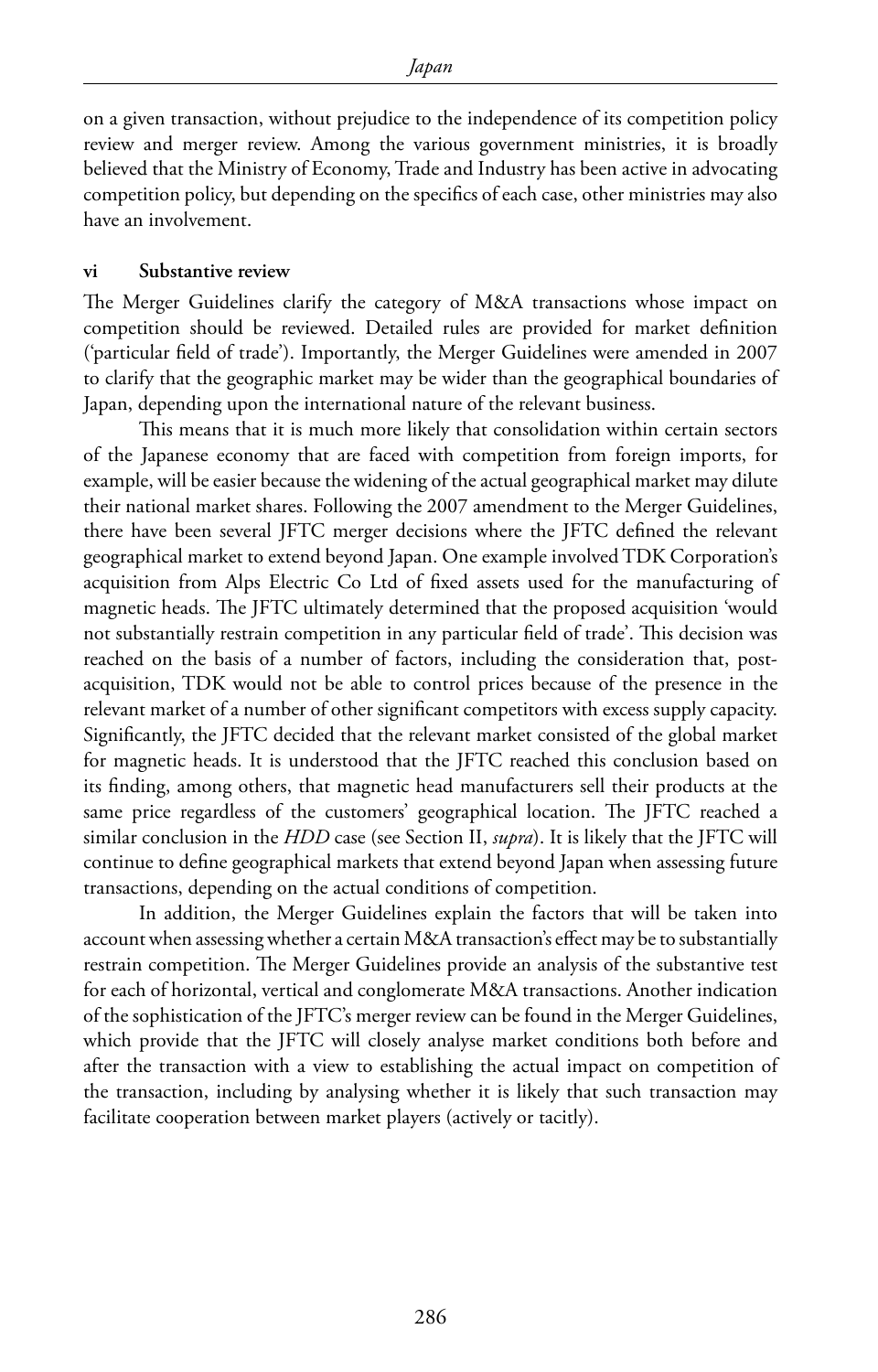on a given transaction, without prejudice to the independence of its competition policy review and merger review. Among the various government ministries, it is broadly believed that the Ministry of Economy, Trade and Industry has been active in advocating competition policy, but depending on the specifics of each case, other ministries may also have an involvement.

### vi Substantive review

The Merger Guidelines clarify the category of M&A transactions whose impact on competition should be reviewed. Detailed rules are provided for market definition ('particular field of trade'). Importantly, the Merger Guidelines were amended in 2007 to clarify that the geographic market may be wider than the geographical boundaries of Japan, depending upon the international nature of the relevant business.

This means that it is much more likely that consolidation within certain sectors of the Japanese economy that are faced with competition from foreign imports, for example, will be easier because the widening of the actual geographical market may dilute their national market shares. Following the 2007 amendment to the Merger Guidelines, there have been several JFTC merger decisions where the JFTC defined the relevant geographical market to extend beyond Japan. One example involved TDK Corporation's acquisition from Alps Electric Co Ltd of fixed assets used for the manufacturing of magnetic heads. The JFTC ultimately determined that the proposed acquisition 'would not substantially restrain competition in any particular field of trade'. This decision was reached on the basis of a number of factors, including the consideration that, post-acquisition, TDK would not be able to control prices because of the presence in the relevant market of a number of other significant competitors with excess supply capacity. Significantly, the JFTC decided that the relevant market consisted of the global market for magnetic heads. It is understood that the JFTC reached this conclusion based on its finding, among others, that magnetic head manufacturers sell their products at the same price regardless of the customers' geographical location. The JFTC reached a similar conclusion in the *HDD* case (see Section II, *supra*). It is likely that the JFTC will continue to define geographical markets that extend beyond Japan when assessing future transactions, depending on the actual conditions of competition.

In addition, the Merger Guidelines explain the factors that will be taken into account when assessing whether a certain M&A transaction's effect may be to substantially restrain competition. The Merger Guidelines provide an analysis of the substantive test for each of horizontal, vertical and conglomerate M&A transactions. Another indication of the sophistication of the JFTC's merger review can be found in the Merger Guidelines, which provide that the JFTC will closely analyse market conditions both before and after the transaction with a view to establishing the actual impact on competition of the transaction, including by analysing whether it is likely that such transaction may facilitate cooperation between market players (actively or tacitly).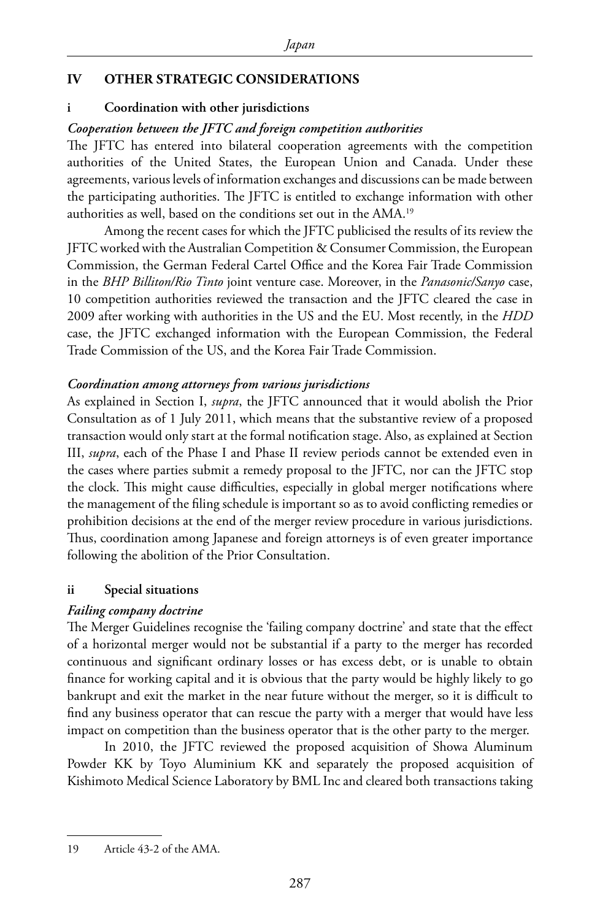## IV OTHER STRATEGIC CONSIDERATIONS

### i Coordination with other jurisdictions

***Cooperation between the JFTC and foreign competition authorities***

The JFTC has entered into bilateral cooperation agreements with the competition authorities of the United States, the European Union and Canada. Under these agreements, various levels of information exchanges and discussions can be made between the participating authorities. The JFTC is entitled to exchange information with other authorities as well, based on the conditions set out in the AMA.[19]

Among the recent cases for which the JFTC publicised the results of its review the JFTC worked with the Australian Competition & Consumer Commission, the European Commission, the German Federal Cartel Office and the Korea Fair Trade Commission in the *BHP Billiton/Rio Tinto* joint venture case. Moreover, in the *Panasonic/Sanyo* case, 10 competition authorities reviewed the transaction and the JFTC cleared the case in 2009 after working with authorities in the US and the EU. Most recently, in the *HDD* case, the JFTC exchanged information with the European Commission, the Federal Trade Commission of the US, and the Korea Fair Trade Commission.

***Coordination among attorneys from various jurisdictions***

As explained in Section I, *supra*, the JFTC announced that it would abolish the Prior Consultation as of 1 July 2011, which means that the substantive review of a proposed transaction would only start at the formal notification stage. Also, as explained at Section III, *supra*, each of the Phase I and Phase II review periods cannot be extended even in the cases where parties submit a remedy proposal to the JFTC, nor can the JFTC stop the clock. This might cause difficulties, especially in global merger notifications where the management of the filing schedule is important so as to avoid conflicting remedies or prohibition decisions at the end of the merger review procedure in various jurisdictions. Thus, coordination among Japanese and foreign attorneys is of even greater importance following the abolition of the Prior Consultation.

### ii Special situations

***Failing company doctrine***

The Merger Guidelines recognise the 'failing company doctrine' and state that the effect of a horizontal merger would not be substantial if a party to the merger has recorded continuous and significant ordinary losses or has excess debt, or is unable to obtain finance for working capital and it is obvious that the party would be highly likely to go bankrupt and exit the market in the near future without the merger, so it is difficult to find any business operator that can rescue the party with a merger that would have less impact on competition than the business operator that is the other party to the merger.

In 2010, the JFTC reviewed the proposed acquisition of Showa Aluminum Powder KK by Toyo Aluminium KK and separately the proposed acquisition of Kishimoto Medical Science Laboratory by BML Inc and cleared both transactions taking

---

19 Article 43-2 of the AMA.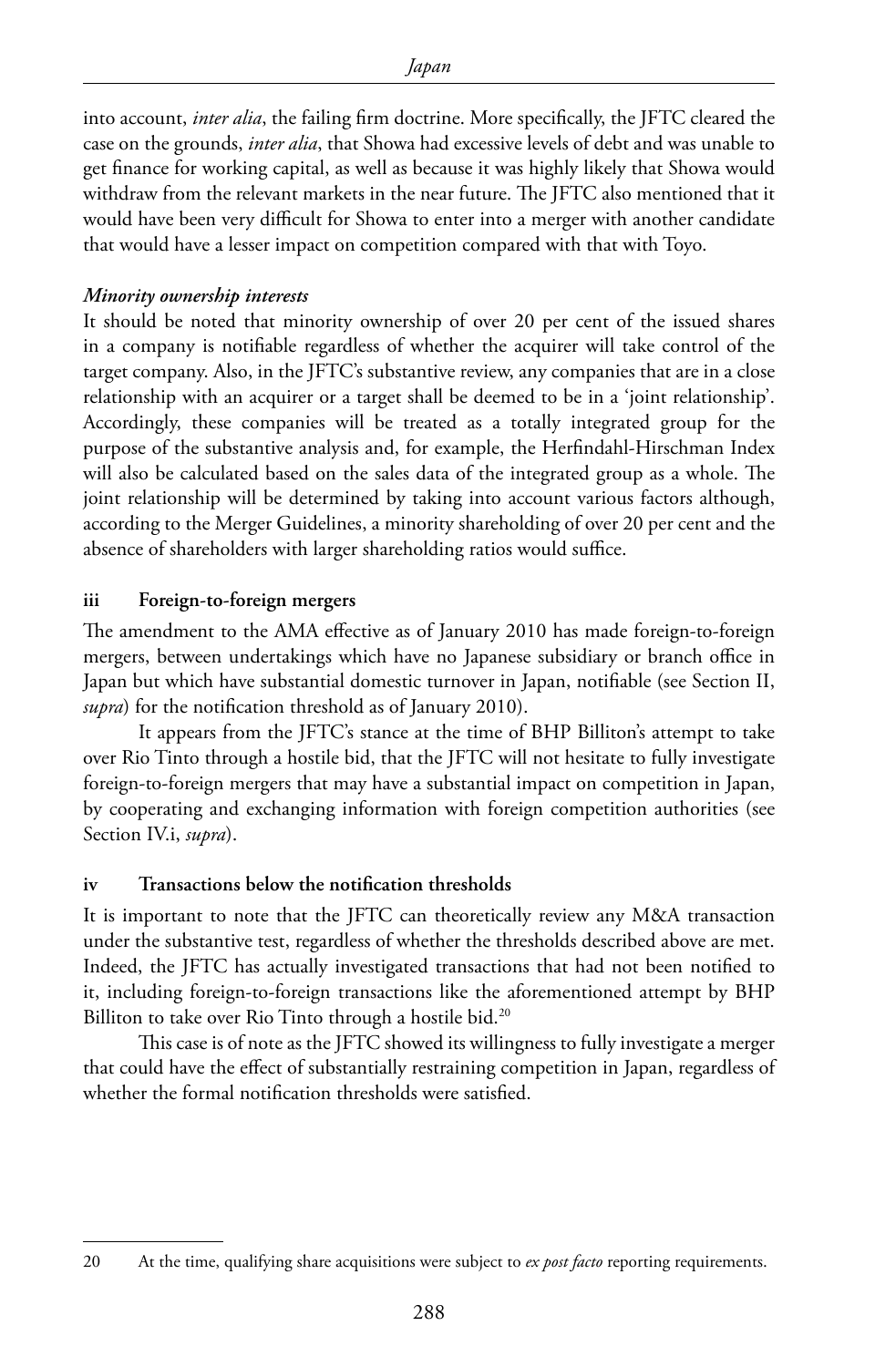into account, *inter alia*, the failing firm doctrine. More specifically, the JFTC cleared the case on the grounds, *inter alia*, that Showa had excessive levels of debt and was unable to get finance for working capital, as well as because it was highly likely that Showa would withdraw from the relevant markets in the near future. The JFTC also mentioned that it would have been very difficult for Showa to enter into a merger with another candidate that would have a lesser impact on competition compared with that with Toyo.

***Minority ownership interests***

It should be noted that minority ownership of over 20 per cent of the issued shares in a company is notifiable regardless of whether the acquirer will take control of the target company. Also, in the JFTC's substantive review, any companies that are in a close relationship with an acquirer or a target shall be deemed to be in a 'joint relationship'. Accordingly, these companies will be treated as a totally integrated group for the purpose of the substantive analysis and, for example, the Herfindahl-Hirschman Index will also be calculated based on the sales data of the integrated group as a whole. The joint relationship will be determined by taking into account various factors although, according to the Merger Guidelines, a minority shareholding of over 20 per cent and the absence of shareholders with larger shareholding ratios would suffice.

### iii Foreign-to-foreign mergers

The amendment to the AMA effective as of January 2010 has made foreign-to-foreign mergers, between undertakings which have no Japanese subsidiary or branch office in Japan but which have substantial domestic turnover in Japan, notifiable (see Section II, *supra*) for the notification threshold as of January 2010).

It appears from the JFTC's stance at the time of BHP Billiton's attempt to take over Rio Tinto through a hostile bid, that the JFTC will not hesitate to fully investigate foreign-to-foreign mergers that may have a substantial impact on competition in Japan, by cooperating and exchanging information with foreign competition authorities (see Section IV.i, *supra*).

### iv Transactions below the notification thresholds

It is important to note that the JFTC can theoretically review any M&A transaction under the substantive test, regardless of whether the thresholds described above are met. Indeed, the JFTC has actually investigated transactions that had not been notified to it, including foreign-to-foreign transactions like the aforementioned attempt by BHP Billiton to take over Rio Tinto through a hostile bid.[20]

This case is of note as the JFTC showed its willingness to fully investigate a merger that could have the effect of substantially restraining competition in Japan, regardless of whether the formal notification thresholds were satisfied.

20 At the time, qualifying share acquisitions were subject to *ex post facto* reporting requirements.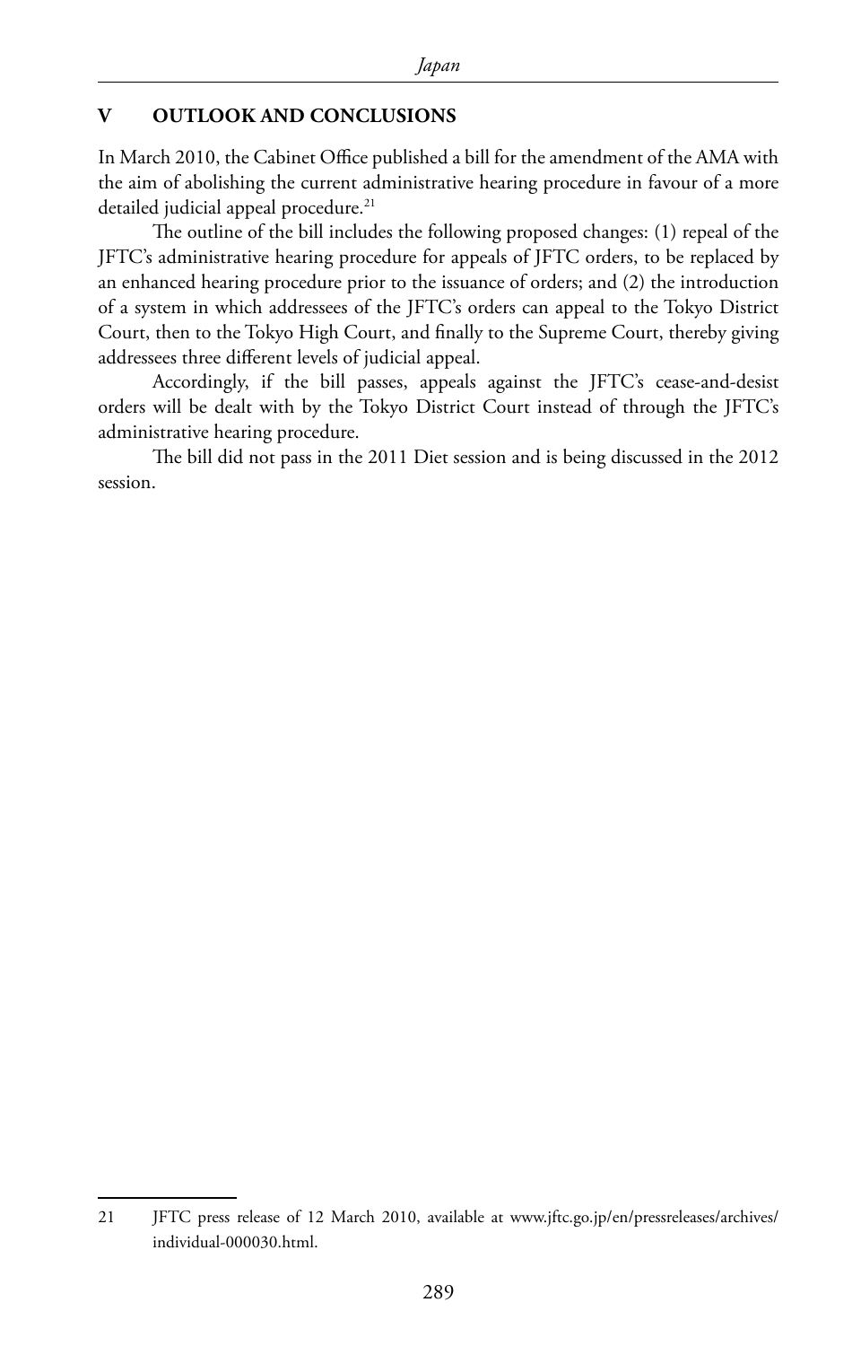## V OUTLOOK AND CONCLUSIONS

In March 2010, the Cabinet Office published a bill for the amendment of the AMA with the aim of abolishing the current administrative hearing procedure in favour of a more detailed judicial appeal procedure.[21]

The outline of the bill includes the following proposed changes: (1) repeal of the JFTC's administrative hearing procedure for appeals of JFTC orders, to be replaced by an enhanced hearing procedure prior to the issuance of orders; and (2) the introduction of a system in which addressees of the JFTC's orders can appeal to the Tokyo District Court, then to the Tokyo High Court, and finally to the Supreme Court, thereby giving addressees three different levels of judicial appeal.

Accordingly, if the bill passes, appeals against the JFTC's cease-and-desist orders will be dealt with by the Tokyo District Court instead of through the JFTC's administrative hearing procedure.

The bill did not pass in the 2011 Diet session and is being discussed in the 2012 session.

---

21 JFTC press release of 12 March 2010, available at www.jftc.go.jp/en/pressreleases/archives/individual-000030.html.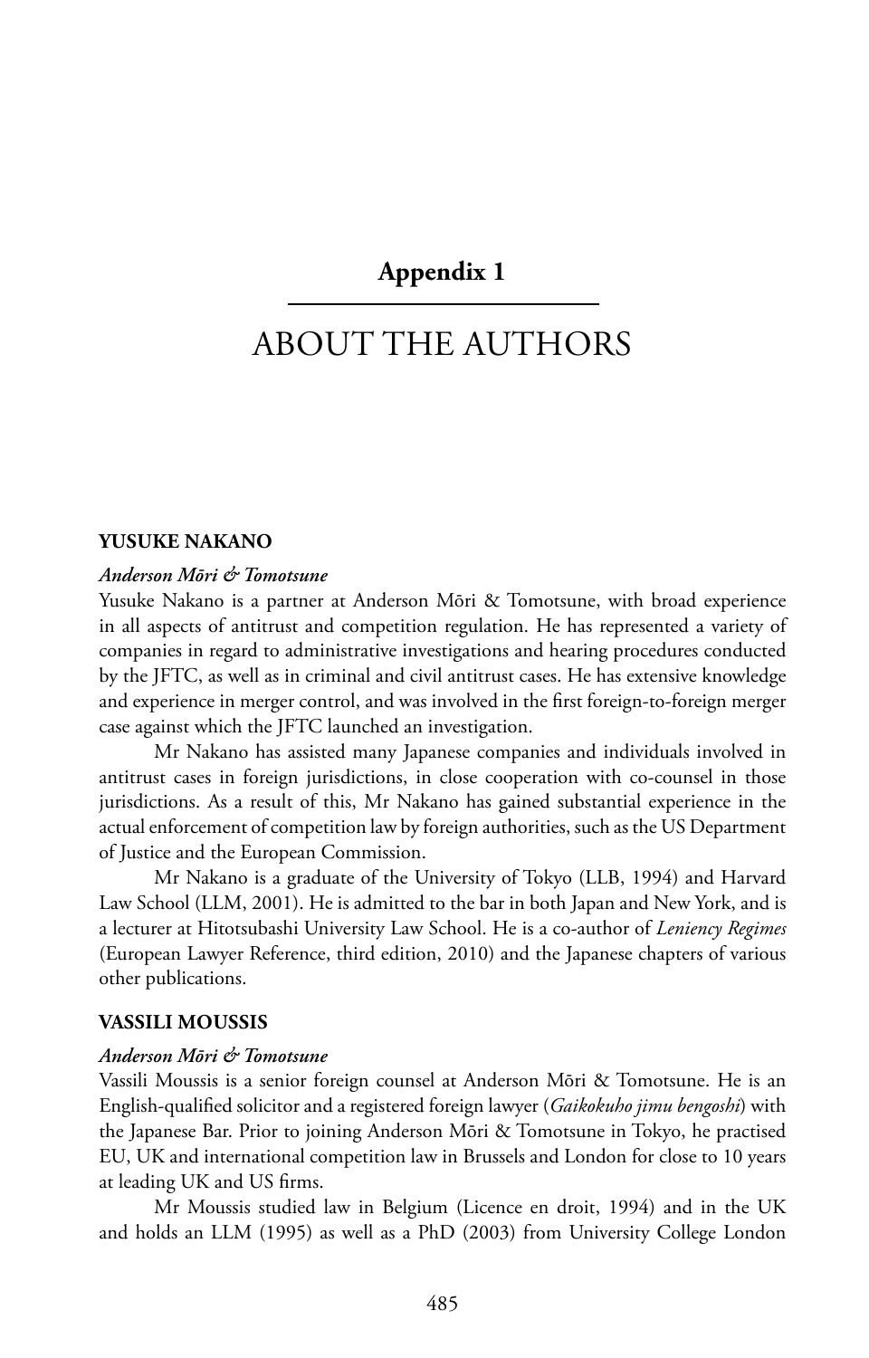# Appendix 1

# ABOUT THE AUTHORS

### YUSUKE NAKANO

***Anderson Mōri & Tomotsune***

Yusuke Nakano is a partner at Anderson Mōri & Tomotsune, with broad experience in all aspects of antitrust and competition regulation. He has represented a variety of companies in regard to administrative investigations and hearing procedures conducted by the JFTC, as well as in criminal and civil antitrust cases. He has extensive knowledge and experience in merger control, and was involved in the first foreign-to-foreign merger case against which the JFTC launched an investigation.

Mr Nakano has assisted many Japanese companies and individuals involved in antitrust cases in foreign jurisdictions, in close cooperation with co-counsel in those jurisdictions. As a result of this, Mr Nakano has gained substantial experience in the actual enforcement of competition law by foreign authorities, such as the US Department of Justice and the European Commission.

Mr Nakano is a graduate of the University of Tokyo (LLB, 1994) and Harvard Law School (LLM, 2001). He is admitted to the bar in both Japan and New York, and is a lecturer at Hitotsubashi University Law School. He is a co-author of *Leniency Regimes* (European Lawyer Reference, third edition, 2010) and the Japanese chapters of various other publications.

### VASSILI MOUSSIS

***Anderson Mōri & Tomotsune***

Vassili Moussis is a senior foreign counsel at Anderson Mōri & Tomotsune. He is an English-qualified solicitor and a registered foreign lawyer (*Gaikokuho jimu bengoshi*) with the Japanese Bar. Prior to joining Anderson Mōri & Tomotsune in Tokyo, he practised EU, UK and international competition law in Brussels and London for close to 10 years at leading UK and US firms.

Mr Moussis studied law in Belgium (Licence en droit, 1994) and in the UK and holds an LLM (1995) as well as a PhD (2003) from University College London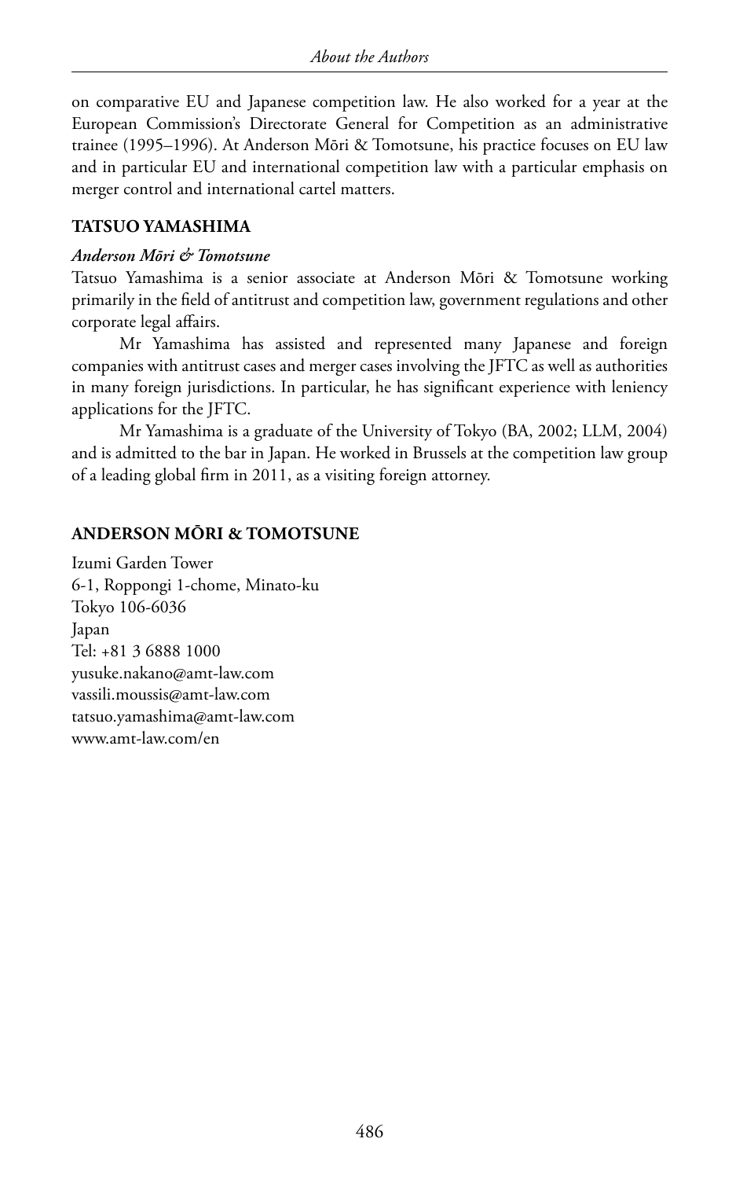on comparative EU and Japanese competition law. He also worked for a year at the European Commission's Directorate General for Competition as an administrative trainee (1995–1996). At Anderson Mōri & Tomotsune, his practice focuses on EU law and in particular EU and international competition law with a particular emphasis on merger control and international cartel matters.

## TATSUO YAMASHIMA

***Anderson Mōri & Tomotsune***

Tatsuo Yamashima is a senior associate at Anderson Mōri & Tomotsune working primarily in the field of antitrust and competition law, government regulations and other corporate legal affairs.

Mr Yamashima has assisted and represented many Japanese and foreign companies with antitrust cases and merger cases involving the JFTC as well as authorities in many foreign jurisdictions. In particular, he has significant experience with leniency applications for the JFTC.

Mr Yamashima is a graduate of the University of Tokyo (BA, 2002; LLM, 2004) and is admitted to the bar in Japan. He worked in Brussels at the competition law group of a leading global firm in 2011, as a visiting foreign attorney.

## ANDERSON MŌRI & TOMOTSUNE

Izumi Garden Tower
6-1, Roppongi 1-chome, Minato-ku
Tokyo 106-6036
Japan
Tel: +81 3 6888 1000
yusuke.nakano@amt-law.com
vassili.moussis@amt-law.com
tatsuo.yamashima@amt-law.com
www.amt-law.com/en